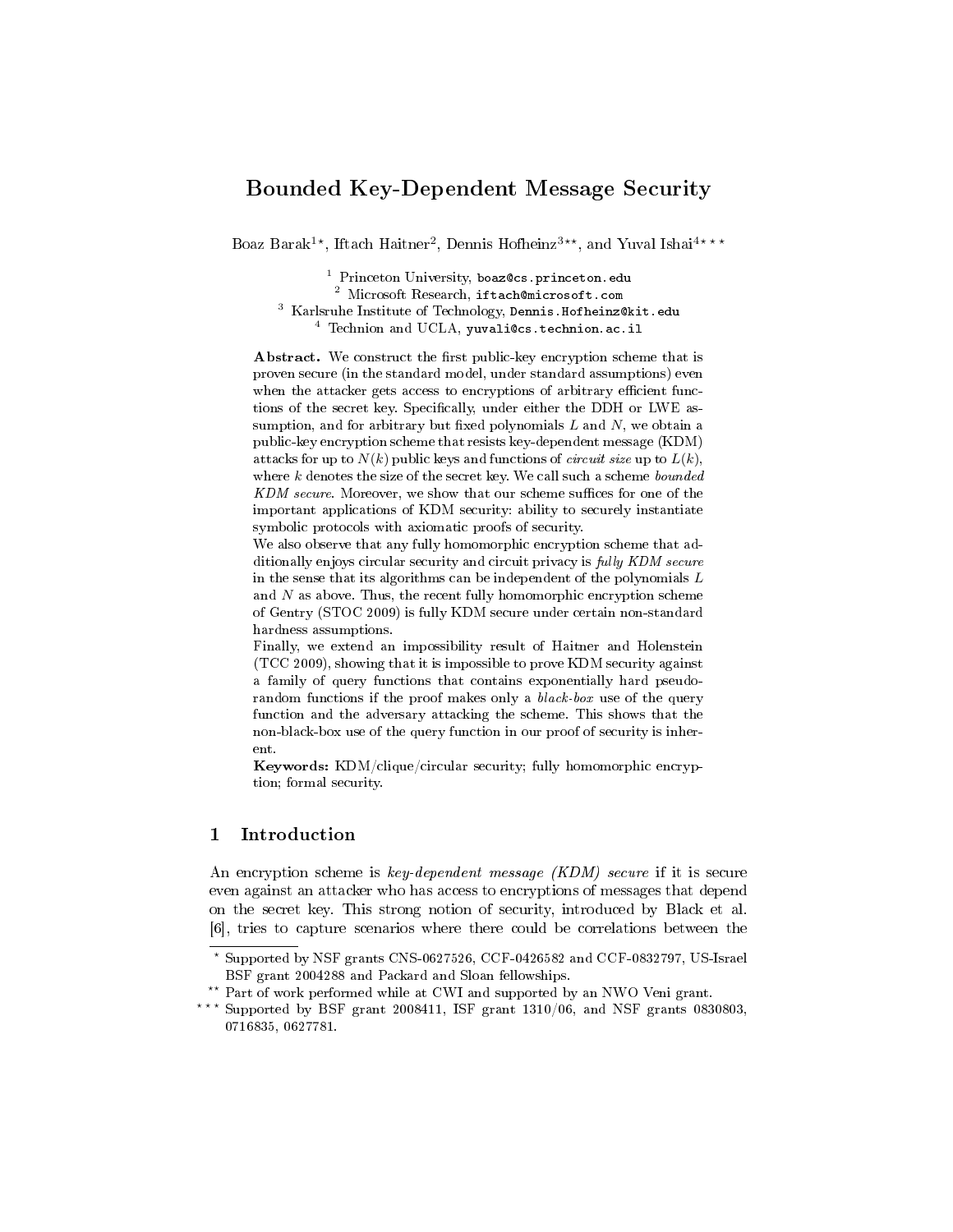# Bounded Key-Dependent Message Security

Boaz Barak[1,*], Iftach Haitner[2], Dennis Hofheinz[3,**], and Yuval Ishai[4,***]

[1] Princeton University, boaz@cs.princeton.edu
[2] Microsoft Research, iftach@microsoft.com
[3] Karlsruhe Institute of Technology, Dennis.Hofheinz@kit.edu
[4] Technion and UCLA, yuvali@cs.technion.ac.il

**Abstract.** We construct the first public-key encryption scheme that is proven secure (in the standard model, under standard assumptions) even when the attacker gets access to encryptions of arbitrary efficient functions of the secret key. Specifically, under either the DDH or LWE assumption, and for arbitrary but fixed polynomials $L$ and $N$, we obtain a public-key encryption scheme that resists key-dependent message (KDM) attacks for up to $N(k)$ public keys and functions of *circuit size* up to $L(k)$, where $k$ denotes the size of the secret key. We call such a scheme *bounded KDM secure*. Moreover, we show that our scheme suffices for one of the important applications of KDM security: ability to securely instantiate symbolic protocols with axiomatic proofs of security.

We also observe that any fully homomorphic encryption scheme that additionally enjoys circular security and circuit privacy is *fully KDM secure* in the sense that its algorithms can be independent of the polynomials $L$ and $N$ as above. Thus, the recent fully homomorphic encryption scheme of Gentry (STOC 2009) is fully KDM secure under certain non-standard hardness assumptions.

Finally, we extend an impossibility result of Haitner and Holenstein (TCC 2009), showing that it is impossible to prove KDM security against a family of query functions that contains exponentially hard pseudo-random functions if the proof makes only a *black-box* use of the query function and the adversary attacking the scheme. This shows that the non-black-box use of the query function in our proof of security is inherent.

**Keywords:** KDM/clique/circular security; fully homomorphic encryption; formal security.

## 1 Introduction

An encryption scheme is *key-dependent message (KDM) secure* if it is secure even against an attacker who has access to encryptions of messages that depend on the secret key. This strong notion of security, introduced by Black et al. [6], tries to capture scenarios where there could be correlations between the

---

* Supported by NSF grants CNS-0627526, CCF-0426582 and CCF-0832797, US-Israel BSF grant 2004288 and Packard and Sloan fellowships.

** Part of work performed while at CWI and supported by an NWO Veni grant.

*** Supported by BSF grant 2008411, ISF grant 1310/06, and NSF grants 0830803, 0716835, 0627781.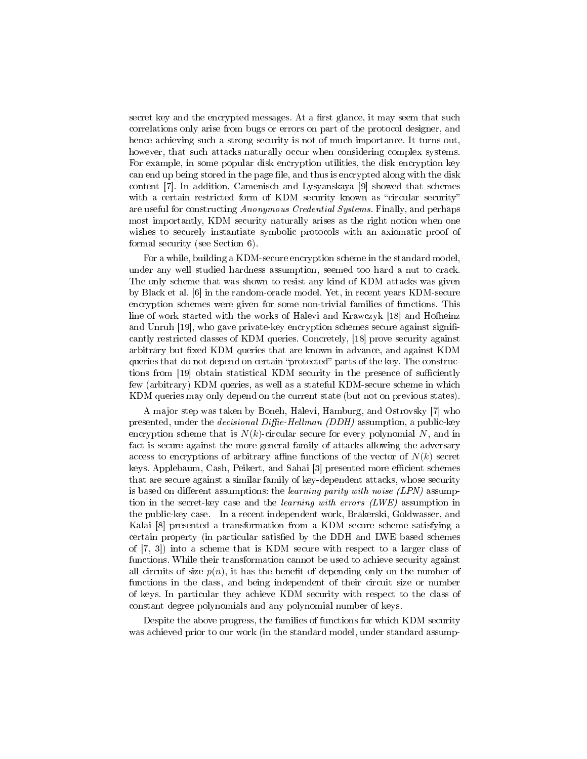secret key and the encrypted messages. At a first glance, it may seem that such correlations only arise from bugs or errors on part of the protocol designer, and hence achieving such a strong security is not of much importance. It turns out, however, that such attacks naturally occur when considering complex systems. For example, in some popular disk encryption utilities, the disk encryption key can end up being stored in the page file, and thus is encrypted along with the disk content [7]. In addition, Camenisch and Lysyanskaya [9] showed that schemes with a certain restricted form of KDM security known as "circular security" are useful for constructing *Anonymous Credential Systems*. Finally, and perhaps most importantly, KDM security naturally arises as the right notion when one wishes to securely instantiate symbolic protocols with an axiomatic proof of formal security (see Section 6).

For a while, building a KDM-secure encryption scheme in the standard model, under any well studied hardness assumption, seemed too hard a nut to crack. The only scheme that was shown to resist any kind of KDM attacks was given by Black et al. [6] in the random-oracle model. Yet, in recent years KDM-secure encryption schemes were given for some non-trivial families of functions. This line of work started with the works of Halevi and Krawczyk [18] and Hofheinz and Unruh [19], who gave private-key encryption schemes secure against significantly restricted classes of KDM queries. Concretely, [18] prove security against arbitrary but fixed KDM queries that are known in advance, and against KDM queries that do not depend on certain "protected" parts of the key. The constructions from [19] obtain statistical KDM security in the presence of sufficiently few (arbitrary) KDM queries, as well as a stateful KDM-secure scheme in which KDM queries may only depend on the current state (but not on previous states).

A major step was taken by Boneh, Halevi, Hamburg, and Ostrovsky [7] who presented, under the *decisional Diffie-Hellman (DDH)* assumption, a public-key encryption scheme that is $N(k)$-circular secure for every polynomial $N$, and in fact is secure against the more general family of attacks allowing the adversary access to encryptions of arbitrary affine functions of the vector of $N(k)$ secret keys. Applebaum, Cash, Peikert, and Sahai [3] presented more efficient schemes that are secure against a similar family of key-dependent attacks, whose security is based on different assumptions: the *learning parity with noise (LPN)* assumption in the secret-key case and the *learning with errors (LWE)* assumption in the public-key case. In a recent independent work, Brakerski, Goldwasser, and Kalai [8] presented a transformation from a KDM secure scheme satisfying a certain property (in particular satisfied by the DDH and LWE based schemes of [7, 3]) into a scheme that is KDM secure with respect to a larger class of functions. While their transformation cannot be used to achieve security against all circuits of size $p(n)$, it has the benefit of depending only on the number of functions in the class, and being independent of their circuit size or number of keys. In particular they achieve KDM security with respect to the class of constant degree polynomials and any polynomial number of keys.

Despite the above progress, the families of functions for which KDM security was achieved prior to our work (in the standard model, under standard assump-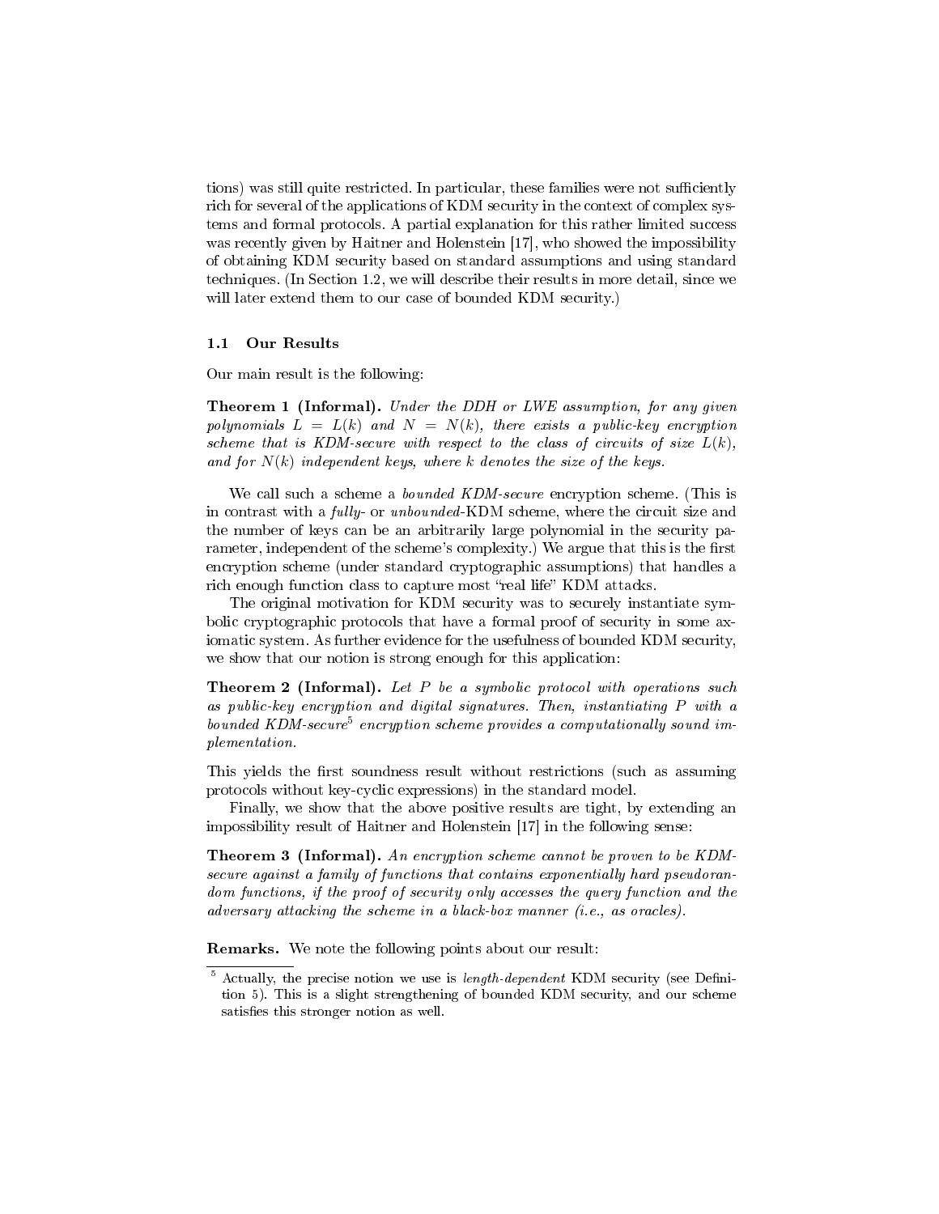tions) was still quite restricted. In particular, these families were not sufficiently rich for several of the applications of KDM security in the context of complex systems and formal protocols. A partial explanation for this rather limited success was recently given by Haitner and Holenstein [17], who showed the impossibility of obtaining KDM security based on standard assumptions and using standard techniques. (In Section 1.2, we will describe their results in more detail, since we will later extend them to our case of bounded KDM security.)

### 1.1 Our Results

Our main result is the following:

**Theorem 1 (Informal).** *Under the DDH or LWE assumption, for any given polynomials $L = L(k)$ and $N = N(k)$, there exists a public-key encryption scheme that is KDM-secure with respect to the class of circuits of size $L(k)$, and for $N(k)$ independent keys, where $k$ denotes the size of the keys.*

We call such a scheme a *bounded KDM-secure* encryption scheme. (This is in contrast with a *fully-* or *unbounded*-KDM scheme, where the circuit size and the number of keys can be an arbitrarily large polynomial in the security parameter, independent of the scheme's complexity.) We argue that this is the first encryption scheme (under standard cryptographic assumptions) that handles a rich enough function class to capture most "real life" KDM attacks.

The original motivation for KDM security was to securely instantiate symbolic cryptographic protocols that have a formal proof of security in some axiomatic system. As further evidence for the usefulness of bounded KDM security, we show that our notion is strong enough for this application:

**Theorem 2 (Informal).** *Let $P$ be a symbolic protocol with operations such as public-key encryption and digital signatures. Then, instantiating $P$ with a bounded KDM-secure*[5] *encryption scheme provides a computationally sound implementation.*

This yields the first soundness result without restrictions (such as assuming protocols without key-cyclic expressions) in the standard model.

Finally, we show that the above positive results are tight, by extending an impossibility result of Haitner and Holenstein [17] in the following sense:

**Theorem 3 (Informal).** *An encryption scheme cannot be proven to be KDM-secure against a family of functions that contains exponentially hard pseudorandom functions, if the proof of security only accesses the query function and the adversary attacking the scheme in a black-box manner (i.e., as oracles).*

**Remarks.** We note the following points about our result:

[5] Actually, the precise notion we use is *length-dependent* KDM security (see Definition 5). This is a slight strengthening of bounded KDM security, and our scheme satisfies this stronger notion as well.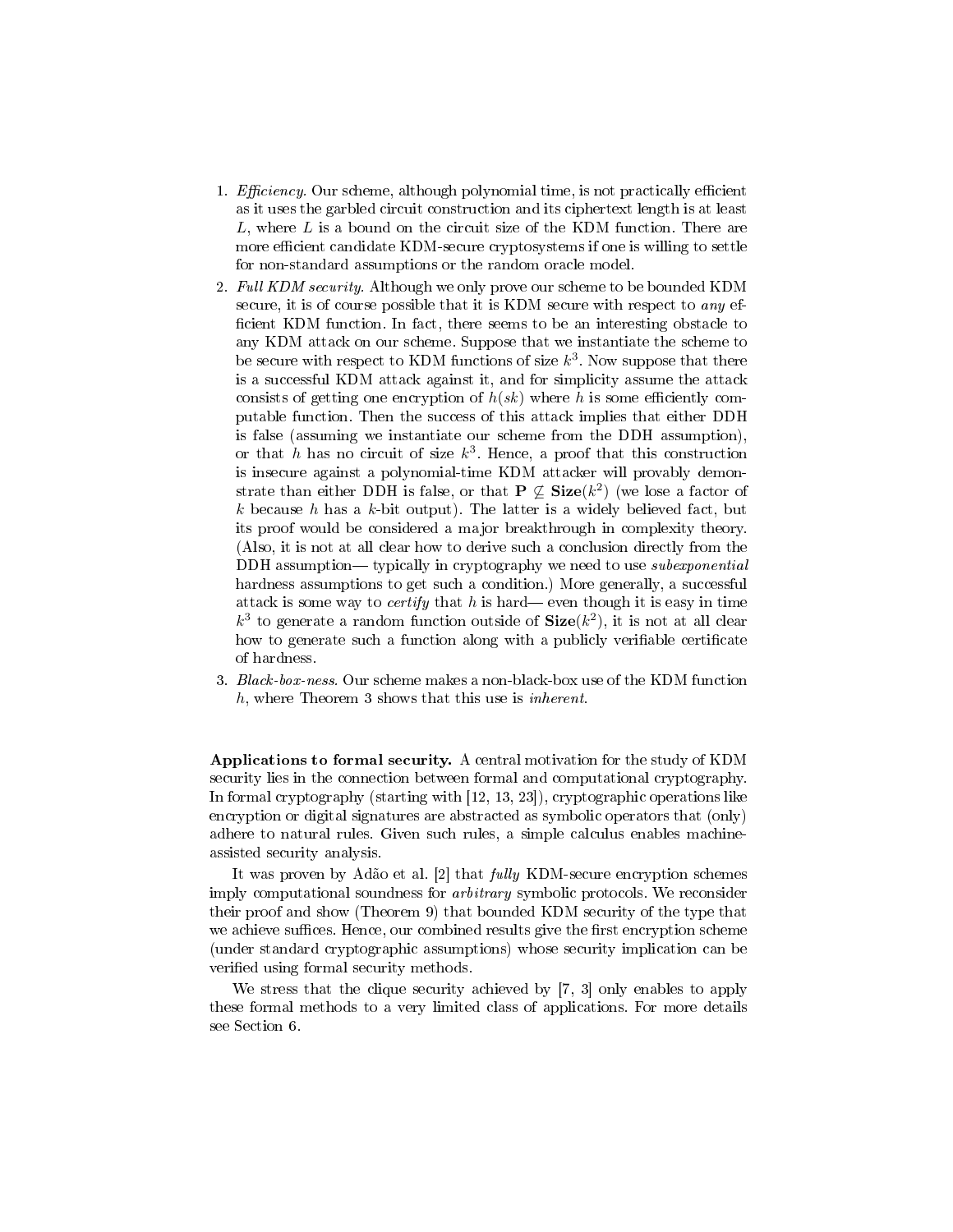1. *Efficiency.* Our scheme, although polynomial time, is not practically efficient as it uses the garbled circuit construction and its ciphertext length is at least $L$, where $L$ is a bound on the circuit size of the KDM function. There are more efficient candidate KDM-secure cryptosystems if one is willing to settle for non-standard assumptions or the random oracle model.
2. *Full KDM security.* Although we only prove our scheme to be bounded KDM secure, it is of course possible that it is KDM secure with respect to *any* efficient KDM function. In fact, there seems to be an interesting obstacle to any KDM attack on our scheme. Suppose that we instantiate the scheme to be secure with respect to KDM functions of size $k^3$. Now suppose that there is a successful KDM attack against it, and for simplicity assume the attack consists of getting one encryption of $h(sk)$ where $h$ is some efficiently computable function. Then the success of this attack implies that either DDH is false (assuming we instantiate our scheme from the DDH assumption), or that $h$ has no circuit of size $k^3$. Hence, a proof that this construction is insecure against a polynomial-time KDM attacker will provably demonstrate than either DDH is false, or that $\mathbf{P} \not\subseteq \mathbf{Size}(k^2)$ (we lose a factor of $k$ because $h$ has a $k$-bit output). The latter is a widely believed fact, but its proof would be considered a major breakthrough in complexity theory. (Also, it is not at all clear how to derive such a conclusion directly from the DDH assumption— typically in cryptography we need to use *subexponential* hardness assumptions to get such a condition.) More generally, a successful attack is some way to *certify* that $h$ is hard— even though it is easy in time $k^3$ to generate a random function outside of $\mathbf{Size}(k^2)$, it is not at all clear how to generate such a function along with a publicly verifiable certificate of hardness.
3. *Black-box-ness.* Our scheme makes a non-black-box use of the KDM function $h$, where Theorem 3 shows that this use is *inherent*.

**Applications to formal security.** A central motivation for the study of KDM security lies in the connection between formal and computational cryptography. In formal cryptography (starting with [12, 13, 23]), cryptographic operations like encryption or digital signatures are abstracted as symbolic operators that (only) adhere to natural rules. Given such rules, a simple calculus enables machine-assisted security analysis.

It was proven by Adão et al. [2] that *fully* KDM-secure encryption schemes imply computational soundness for *arbitrary* symbolic protocols. We reconsider their proof and show (Theorem 9) that bounded KDM security of the type that we achieve suffices. Hence, our combined results give the first encryption scheme (under standard cryptographic assumptions) whose security implication can be verified using formal security methods.

We stress that the clique security achieved by [7, 3] only enables to apply these formal methods to a very limited class of applications. For more details see Section 6.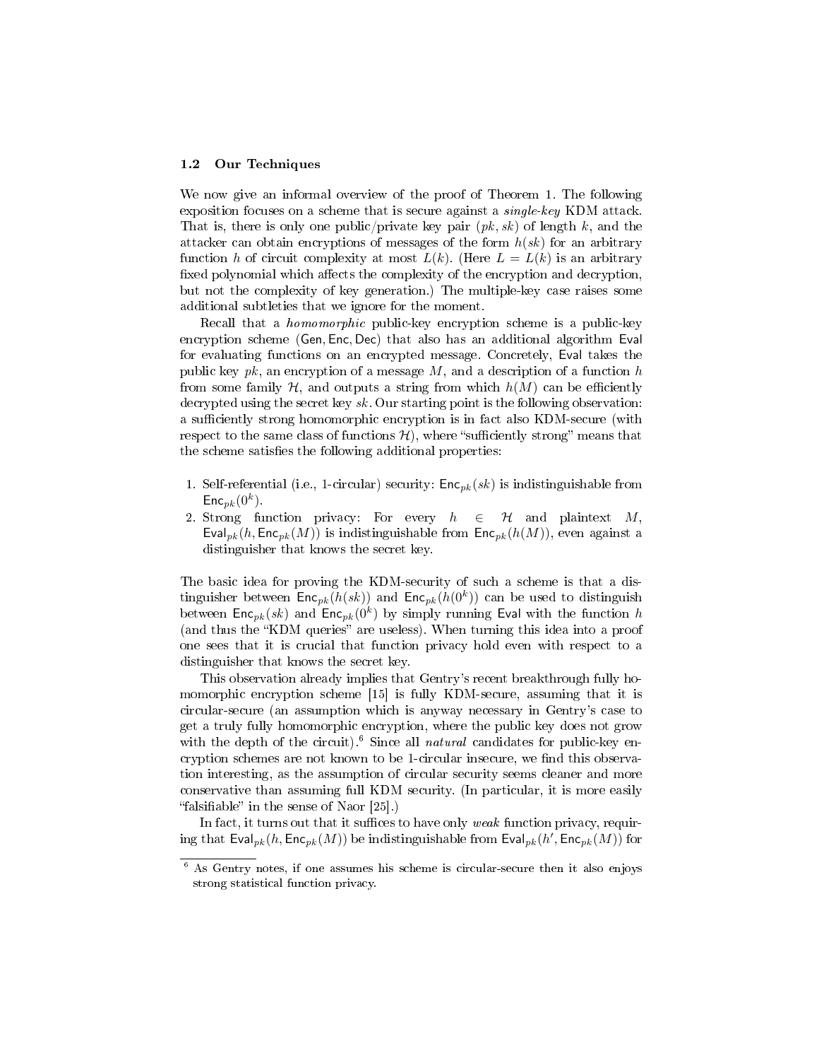### 1.2 Our Techniques

We now give an informal overview of the proof of Theorem 1. The following exposition focuses on a scheme that is secure against a *single-key* KDM attack. That is, there is only one public/private key pair $(pk, sk)$ of length $k$, and the attacker can obtain encryptions of messages of the form $h(sk)$ for an arbitrary function $h$ of circuit complexity at most $L(k)$. (Here $L = L(k)$ is an arbitrary fixed polynomial which affects the complexity of the encryption and decryption, but not the complexity of key generation.) The multiple-key case raises some additional subtleties that we ignore for the moment.

Recall that a *homomorphic* public-key encryption scheme is a public-key encryption scheme $(\mathsf{Gen}, \mathsf{Enc}, \mathsf{Dec})$ that also has an additional algorithm $\mathsf{Eval}$ for evaluating functions on an encrypted message. Concretely, $\mathsf{Eval}$ takes the public key $pk$, an encryption of a message $M$, and a description of a function $h$ from some family $\mathcal{H}$, and outputs a string from which $h(M)$ can be efficiently decrypted using the secret key $sk$. Our starting point is the following observation: a sufficiently strong homomorphic encryption is in fact also KDM-secure (with respect to the same class of functions $\mathcal{H}$), where "sufficiently strong" means that the scheme satisfies the following additional properties:

1. Self-referential (i.e., 1-circular) security: $\mathsf{Enc}_{pk}(sk)$ is indistinguishable from $\mathsf{Enc}_{pk}(0^k)$.
2. Strong function privacy: For every $h \in \mathcal{H}$ and plaintext $M$, $\mathsf{Eval}_{pk}(h, \mathsf{Enc}_{pk}(M))$ is indistinguishable from $\mathsf{Enc}_{pk}(h(M))$, even against a distinguisher that knows the secret key.

The basic idea for proving the KDM-security of such a scheme is that a distinguisher between $\mathsf{Enc}_{pk}(h(sk))$ and $\mathsf{Enc}_{pk}(h(0^k))$ can be used to distinguish between $\mathsf{Enc}_{pk}(sk)$ and $\mathsf{Enc}_{pk}(0^k)$ by simply running $\mathsf{Eval}$ with the function $h$ (and thus the "KDM queries" are useless). When turning this idea into a proof one sees that it is crucial that function privacy hold even with respect to a distinguisher that knows the secret key.

This observation already implies that Gentry's recent breakthrough fully homomorphic encryption scheme [15] is fully KDM-secure, assuming that it is circular-secure (an assumption which is anyway necessary in Gentry's case to get a truly fully homomorphic encryption, where the public key does not grow with the depth of the circuit).[6] Since all *natural* candidates for public-key encryption schemes are not known to be 1-circular insecure, we find this observation interesting, as the assumption of circular security seems cleaner and more conservative than assuming full KDM security. (In particular, it is more easily "falsifiable" in the sense of Naor [25].)

In fact, it turns out that it suffices to have only *weak* function privacy, requiring that $\mathsf{Eval}_{pk}(h, \mathsf{Enc}_{pk}(M))$ be indistinguishable from $\mathsf{Eval}_{pk}(h', \mathsf{Enc}_{pk}(M))$ for

[6] As Gentry notes, if one assumes his scheme is circular-secure then it also enjoys strong statistical function privacy.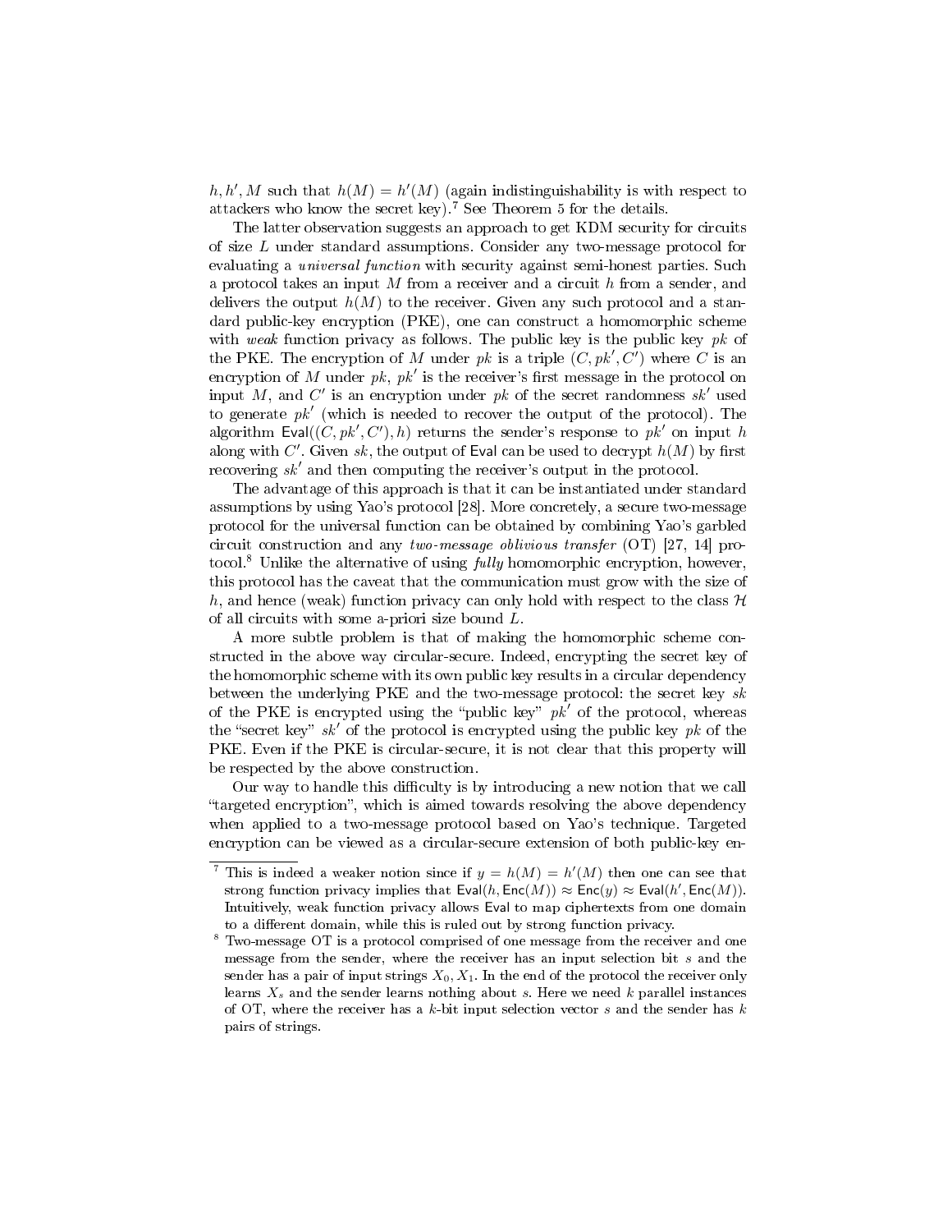$h, h', M$ such that $h(M) = h'(M)$ (again indistinguishability is with respect to attackers who know the secret key).[7] See Theorem 5 for the details.

The latter observation suggests an approach to get KDM security for circuits of size $L$ under standard assumptions. Consider any two-message protocol for evaluating a *universal function* with security against semi-honest parties. Such a protocol takes an input $M$ from a receiver and a circuit $h$ from a sender, and delivers the output $h(M)$ to the receiver. Given any such protocol and a standard public-key encryption (PKE), one can construct a homomorphic scheme with *weak* function privacy as follows. The public key is the public key $pk$ of the PKE. The encryption of $M$ under $pk$ is a triple $(C, pk', C')$ where $C$ is an encryption of $M$ under $pk$, $pk'$ is the receiver's first message in the protocol on input $M$, and $C'$ is an encryption under $pk$ of the secret randomness $sk'$ used to generate $pk'$ (which is needed to recover the output of the protocol). The algorithm $\mathsf{Eval}((C, pk', C'), h)$ returns the sender's response to $pk'$ on input $h$ along with $C'$. Given $sk$, the output of $\mathsf{Eval}$ can be used to decrypt $h(M)$ by first recovering $sk'$ and then computing the receiver's output in the protocol.

The advantage of this approach is that it can be instantiated under standard assumptions by using Yao's protocol [28]. More concretely, a secure two-message protocol for the universal function can be obtained by combining Yao's garbled circuit construction and any *two-message oblivious transfer* (OT) [27, 14] protocol.[8] Unlike the alternative of using *fully* homomorphic encryption, however, this protocol has the caveat that the communication must grow with the size of $h$, and hence (weak) function privacy can only hold with respect to the class $\mathcal{H}$ of all circuits with some a-priori size bound $L$.

A more subtle problem is that of making the homomorphic scheme constructed in the above way circular-secure. Indeed, encrypting the secret key of the homomorphic scheme with its own public key results in a circular dependency between the underlying PKE and the two-message protocol: the secret key $sk$ of the PKE is encrypted using the "public key" $pk'$ of the protocol, whereas the "secret key" $sk'$ of the protocol is encrypted using the public key $pk$ of the PKE. Even if the PKE is circular-secure, it is not clear that this property will be respected by the above construction.

Our way to handle this difficulty is by introducing a new notion that we call "targeted encryption", which is aimed towards resolving the above dependency when applied to a two-message protocol based on Yao's technique. Targeted encryption can be viewed as a circular-secure extension of both public-key en-

---

[7] This is indeed a weaker notion since if $y = h(M) = h'(M)$ then one can see that strong function privacy implies that $\mathsf{Eval}(h, \mathsf{Enc}(M)) \approx \mathsf{Enc}(y) \approx \mathsf{Eval}(h', \mathsf{Enc}(M))$. Intuitively, weak function privacy allows $\mathsf{Eval}$ to map ciphertexts from one domain to a different domain, while this is ruled out by strong function privacy.

[8] Two-message OT is a protocol comprised of one message from the receiver and one message from the sender, where the receiver has an input selection bit $s$ and the sender has a pair of input strings $X_0, X_1$. In the end of the protocol the receiver only learns $X_s$ and the sender learns nothing about $s$. Here we need $k$ parallel instances of OT, where the receiver has a $k$-bit input selection vector $s$ and the sender has $k$ pairs of strings.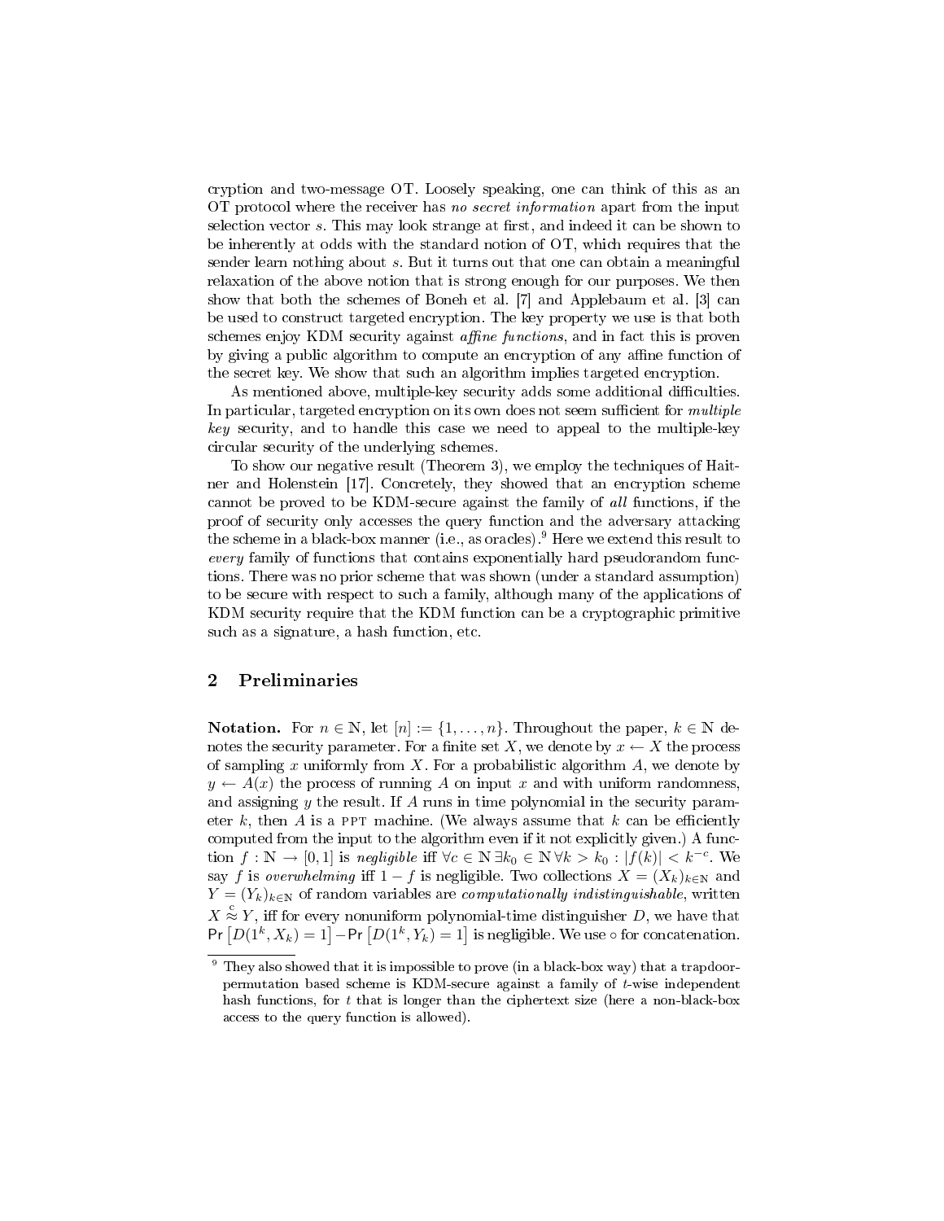cryption and two-message OT. Loosely speaking, one can think of this as an OT protocol where the receiver has *no secret information* apart from the input selection vector $s$. This may look strange at first, and indeed it can be shown to be inherently at odds with the standard notion of OT, which requires that the sender learn nothing about $s$. But it turns out that one can obtain a meaningful relaxation of the above notion that is strong enough for our purposes. We then show that both the schemes of Boneh et al. [7] and Applebaum et al. [3] can be used to construct targeted encryption. The key property we use is that both schemes enjoy KDM security against *affine functions*, and in fact this is proven by giving a public algorithm to compute an encryption of any affine function of the secret key. We show that such an algorithm implies targeted encryption.

As mentioned above, multiple-key security adds some additional difficulties. In particular, targeted encryption on its own does not seem sufficient for *multiple key* security, and to handle this case we need to appeal to the multiple-key circular security of the underlying schemes.

To show our negative result (Theorem 3), we employ the techniques of Haitner and Holenstein [17]. Concretely, they showed that an encryption scheme cannot be proved to be KDM-secure against the family of *all* functions, if the proof of security only accesses the query function and the adversary attacking the scheme in a black-box manner (i.e., as oracles).[9] Here we extend this result to *every* family of functions that contains exponentially hard pseudorandom functions. There was no prior scheme that was shown (under a standard assumption) to be secure with respect to such a family, although many of the applications of KDM security require that the KDM function can be a cryptographic primitive such as a signature, a hash function, etc.

## 2 Preliminaries

**Notation.** For $n \in \mathbb{N}$, let $[n] := \{1, \ldots, n\}$. Throughout the paper, $k \in \mathbb{N}$ denotes the security parameter. For a finite set $X$, we denote by $x \leftarrow X$ the process of sampling $x$ uniformly from $X$. For a probabilistic algorithm $A$, we denote by $y \leftarrow A(x)$ the process of running $A$ on input $x$ and with uniform randomness, and assigning $y$ the result. If $A$ runs in time polynomial in the security parameter $k$, then $A$ is a PPT machine. (We always assume that $k$ can be efficiently computed from the input to the algorithm even if it not explicitly given.) A function $f : \mathbb{N} \to [0, 1]$ is *negligible* iff $\forall c \in \mathbb{N}\, \exists k_0 \in \mathbb{N}\, \forall k > k_0 : |f(k)| < k^{-c}$. We say $f$ is *overwhelming* iff $1 - f$ is negligible. Two collections $X = (X_k)_{k \in \mathbb{N}}$ and $Y = (Y_k)_{k \in \mathbb{N}}$ of random variables are *computationally indistinguishable*, written $X \stackrel{c}{\approx} Y$, iff for every nonuniform polynomial-time distinguisher $D$, we have that $\Pr\left[D(1^k, X_k) = 1\right] - \Pr\left[D(1^k, Y_k) = 1\right]$ is negligible. We use $\circ$ for concatenation.

[9] They also showed that it is impossible to prove (in a black-box way) that a trapdoor-permutation based scheme is KDM-secure against a family of $t$-wise independent hash functions, for $t$ that is longer than the ciphertext size (here a non-black-box access to the query function is allowed).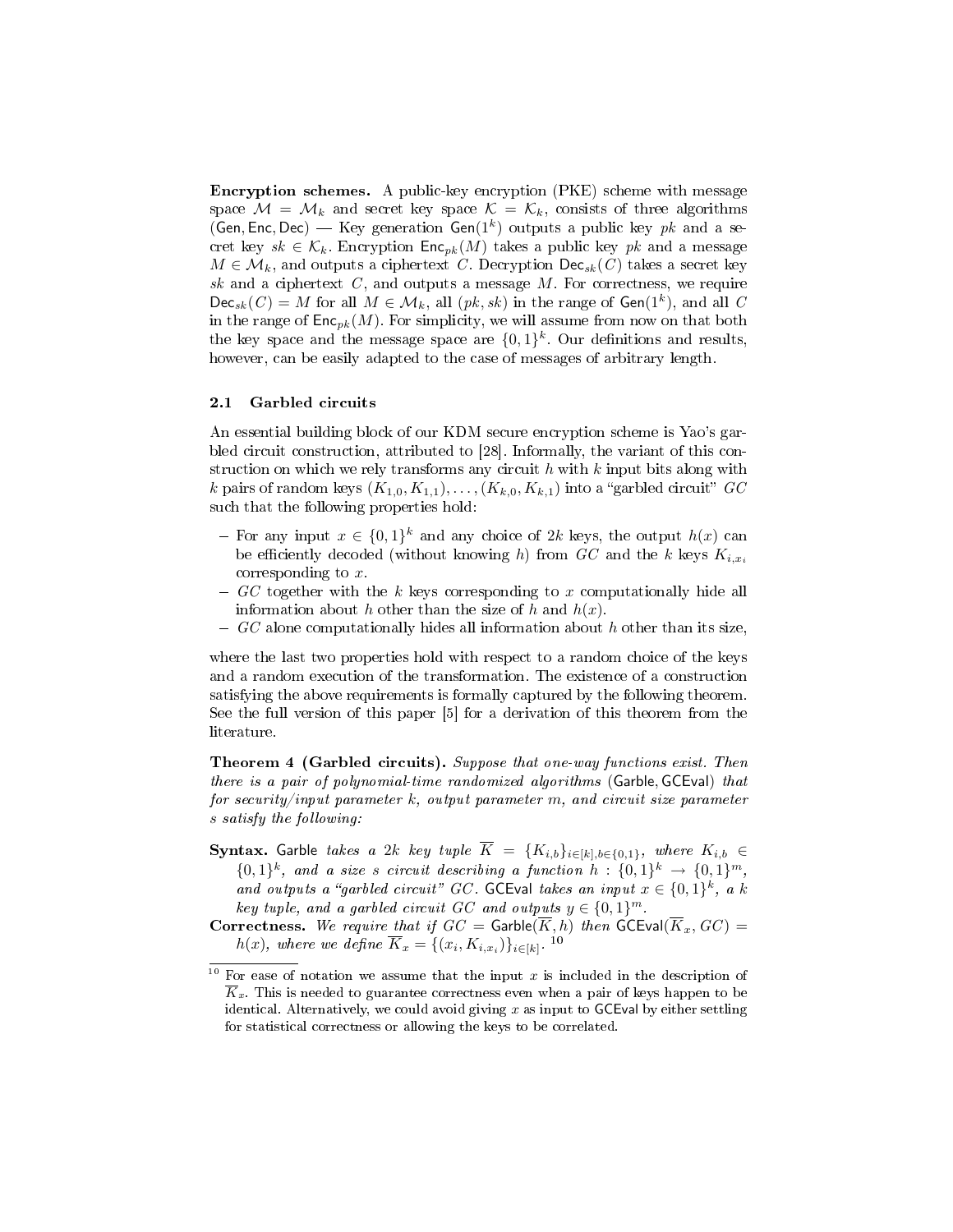**Encryption schemes.** A public-key encryption (PKE) scheme with message space $\mathcal{M} = \mathcal{M}_k$ and secret key space $\mathcal{K} = \mathcal{K}_k$, consists of three algorithms $(\mathsf{Gen}, \mathsf{Enc}, \mathsf{Dec})$ — Key generation $\mathsf{Gen}(1^k)$ outputs a public key $pk$ and a secret key $sk \in \mathcal{K}_k$. Encryption $\mathsf{Enc}_{pk}(M)$ takes a public key $pk$ and a message $M \in \mathcal{M}_k$, and outputs a ciphertext $C$. Decryption $\mathsf{Dec}_{sk}(C)$ takes a secret key $sk$ and a ciphertext $C$, and outputs a message $M$. For correctness, we require $\mathsf{Dec}_{sk}(C) = M$ for all $M \in \mathcal{M}_k$, all $(pk, sk)$ in the range of $\mathsf{Gen}(1^k)$, and all $C$ in the range of $\mathsf{Enc}_{pk}(M)$. For simplicity, we will assume from now on that both the key space and the message space are $\{0,1\}^k$. Our definitions and results, however, can be easily adapted to the case of messages of arbitrary length.

### 2.1 Garbled circuits

An essential building block of our KDM secure encryption scheme is Yao's garbled circuit construction, attributed to [28]. Informally, the variant of this construction on which we rely transforms any circuit $h$ with $k$ input bits along with $k$ pairs of random keys $(K_{1,0}, K_{1,1}), \ldots, (K_{k,0}, K_{k,1})$ into a "garbled circuit" $GC$ such that the following properties hold:

- For any input $x \in \{0,1\}^k$ and any choice of $2k$ keys, the output $h(x)$ can be efficiently decoded (without knowing $h$) from $GC$ and the $k$ keys $K_{i,x_i}$ corresponding to $x$.
- $GC$ together with the $k$ keys corresponding to $x$ computationally hide all information about $h$ other than the size of $h$ and $h(x)$.
- $GC$ alone computationally hides all information about $h$ other than its size,

where the last two properties hold with respect to a random choice of the keys and a random execution of the transformation. The existence of a construction satisfying the above requirements is formally captured by the following theorem. See the full version of this paper [5] for a derivation of this theorem from the literature.

**Theorem 4 (Garbled circuits).** *Suppose that one-way functions exist. Then there is a pair of polynomial-time randomized algorithms* $(\mathsf{Garble}, \mathsf{GCEval})$ *that for security/input parameter* $k$*, output parameter* $m$*, and circuit size parameter* $s$ *satisfy the following:*

**Syntax.** $\mathsf{Garble}$ *takes a* $2k$ *key tuple* $\overline{K} = \{K_{i,b}\}_{i \in [k], b \in \{0,1\}}$*, where* $K_{i,b} \in \{0,1\}^k$*, and a size* $s$ *circuit describing a function* $h : \{0,1\}^k \to \{0,1\}^m$*, and outputs a "garbled circuit"* $GC$*.* $\mathsf{GCEval}$ *takes an input* $x \in \{0,1\}^k$*, a* $k$ *key tuple, and a garbled circuit* $GC$ *and outputs* $y \in \{0,1\}^m$*.*

**Correctness.** *We require that if* $GC = \mathsf{Garble}(\overline{K}, h)$ *then* $\mathsf{GCEval}(\overline{K}_x, GC) = h(x)$*, where we define* $\overline{K}_x = \{(x_i, K_{i,x_i})\}_{i \in [k]}$*.* [10]

[10] For ease of notation we assume that the input $x$ is included in the description of $\overline{K}_x$. This is needed to guarantee correctness even when a pair of keys happen to be identical. Alternatively, we could avoid giving $x$ as input to $\mathsf{GCEval}$ by either settling for statistical correctness or allowing the keys to be correlated.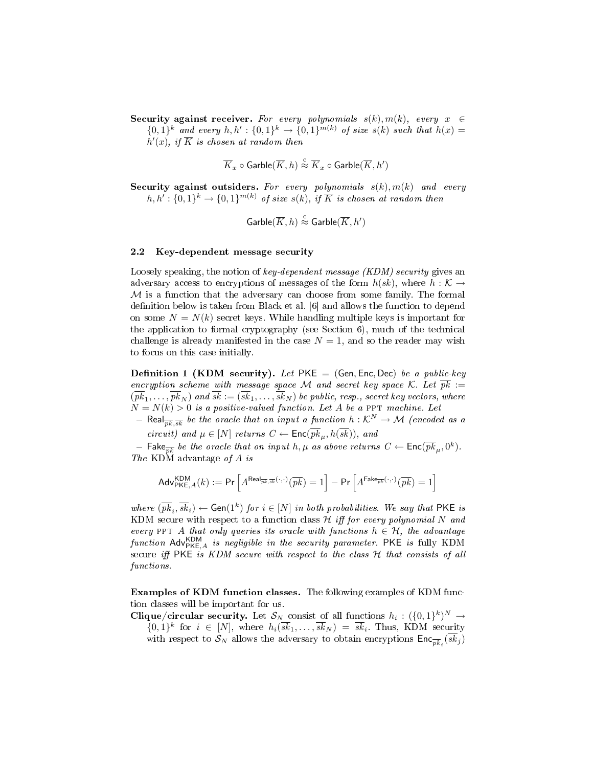**Security against receiver.** *For every polynomials $s(k), m(k)$, every $x \in \{0,1\}^k$ and every $h, h' : \{0,1\}^k \to \{0,1\}^{m(k)}$ of size $s(k)$ such that $h(x) = h'(x)$, if $\overline{K}$ is chosen at random then*

$$\overline{K}_x \circ \mathsf{Garble}(\overline{K}, h) \overset{c}{\approx} \overline{K}_x \circ \mathsf{Garble}(\overline{K}, h')$$

**Security against outsiders.** *For every polynomials $s(k), m(k)$ and every $h, h' : \{0,1\}^k \to \{0,1\}^{m(k)}$ of size $s(k)$, if $\overline{K}$ is chosen at random then*

$$\mathsf{Garble}(\overline{K}, h) \overset{c}{\approx} \mathsf{Garble}(\overline{K}, h')$$

### 2.2 Key-dependent message security

Loosely speaking, the notion of *key-dependent message (KDM) security* gives an adversary access to encryptions of messages of the form $h(sk)$, where $h : \mathcal{K} \to \mathcal{M}$ is a function that the adversary can choose from some family. The formal definition below is taken from Black et al. [6] and allows the function to depend on some $N = N(k)$ secret keys. While handling multiple keys is important for the application to formal cryptography (see Section 6), much of the technical challenge is already manifested in the case $N = 1$, and so the reader may wish to focus on this case initially.

**Definition 1 (KDM security).** *Let $\mathsf{PKE} = (\mathsf{Gen}, \mathsf{Enc}, \mathsf{Dec})$ be a public-key encryption scheme with message space $\mathcal{M}$ and secret key space $\mathcal{K}$. Let $\overline{pk} := (\overline{pk}_1, \ldots, \overline{pk}_N)$ and $\overline{sk} := (\overline{sk}_1, \ldots, \overline{sk}_N)$ be public, resp., secret key vectors, where $N = N(k) > 0$ is a positive-valued function. Let $A$ be a* PPT *machine. Let*

- $\mathsf{Real}_{\overline{pk}, \overline{sk}}$ *be the oracle that on input a function $h : \mathcal{K}^N \to \mathcal{M}$ (encoded as a circuit) and $\mu \in [N]$ returns $C \leftarrow \mathsf{Enc}(\overline{pk}_\mu, h(\overline{sk}))$, and*
- $\mathsf{Fake}_{\overline{pk}}$ *be the oracle that on input $h, \mu$ as above returns $C \leftarrow \mathsf{Enc}(\overline{pk}_\mu, 0^k)$.*

*The* KDM advantage *of $A$ is*

$$\mathsf{Adv}^{\mathsf{KDM}}_{\mathsf{PKE},A}(k) := \Pr\left[A^{\mathsf{Real}_{\overline{pk},\overline{sk}}(\cdot,\cdot)}(\overline{pk}) = 1\right] - \Pr\left[A^{\mathsf{Fake}_{\overline{pk}}(\cdot,\cdot)}(\overline{pk}) = 1\right]$$

*where $(\overline{pk}_i, \overline{sk}_i) \leftarrow \mathsf{Gen}(1^k)$ for $i \in [N]$ in both probabilities. We say that $\mathsf{PKE}$ is* KDM secure *with respect to a function class $\mathcal{H}$ iff for every polynomial $N$ and every* PPT *$A$ that only queries its oracle with functions $h \in \mathcal{H}$, the advantage function $\mathsf{Adv}^{\mathsf{KDM}}_{\mathsf{PKE},A}$ is negligible in the security parameter. $\mathsf{PKE}$ is* fully KDM secure *iff $\mathsf{PKE}$ is KDM secure with respect to the class $\mathcal{H}$ that consists of all functions.*

**Examples of KDM function classes.** The following examples of KDM function classes will be important for us.

**Clique/circular security.** Let $\mathcal{S}_N$ consist of all functions $h_i : (\{0,1\}^k)^N \to \{0,1\}^k$ for $i \in [N]$, where $h_i(\overline{sk}_1, \ldots, \overline{sk}_N) = \overline{sk}_i$. Thus, KDM security with respect to $\mathcal{S}_N$ allows the adversary to obtain encryptions $\mathsf{Enc}_{\overline{pk}_i}(\overline{sk}_j)$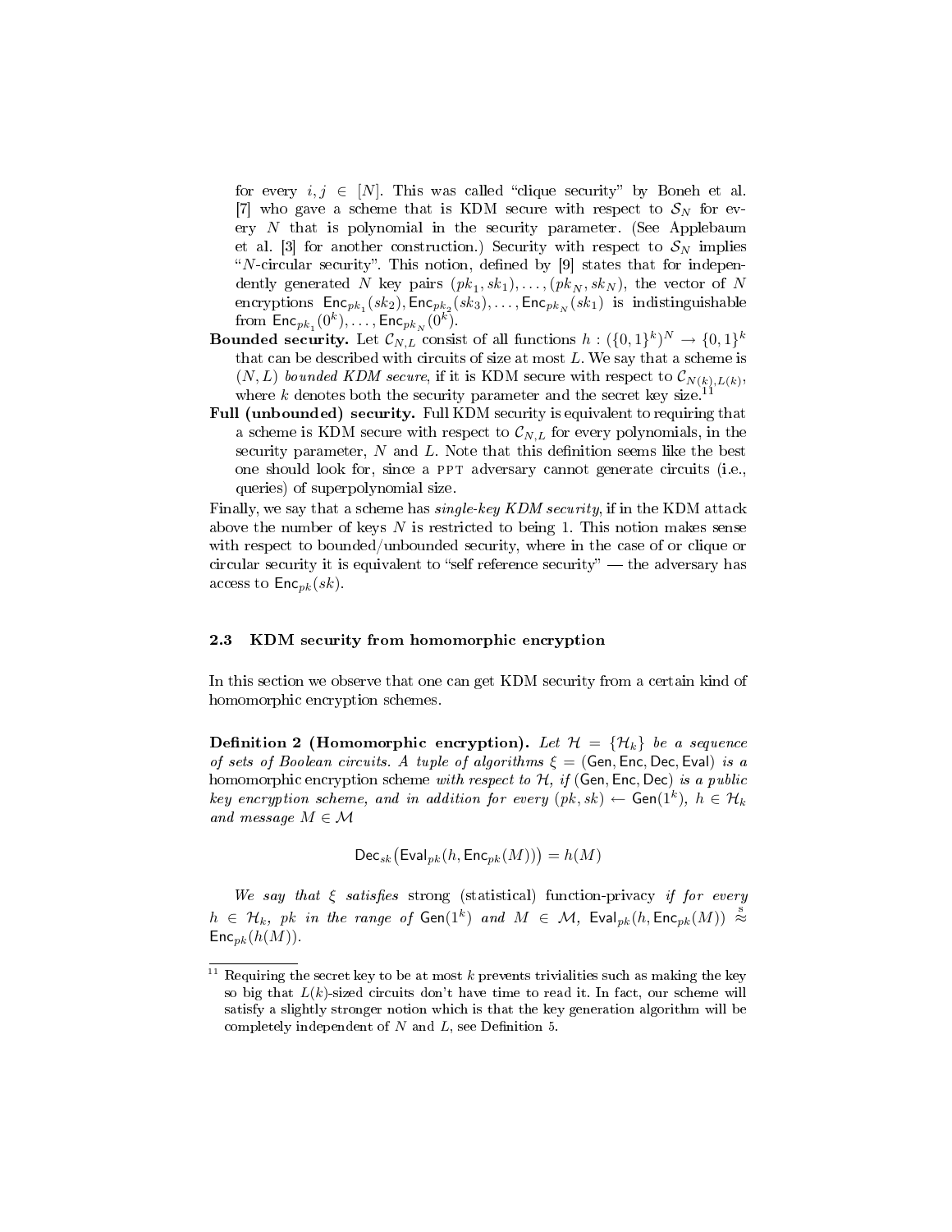for every $i, j \in [N]$. This was called "clique security" by Boneh et al. [7] who gave a scheme that is KDM secure with respect to $\mathcal{S}_N$ for every $N$ that is polynomial in the security parameter. (See Applebaum et al. [3] for another construction.) Security with respect to $\mathcal{S}_N$ implies "$N$-circular security". This notion, defined by [9] states that for independently generated $N$ key pairs $(pk_1, sk_1), \ldots, (pk_N, sk_N)$, the vector of $N$ encryptions $\mathsf{Enc}_{pk_1}(sk_2), \mathsf{Enc}_{pk_2}(sk_3), \ldots, \mathsf{Enc}_{pk_N}(sk_1)$ is indistinguishable from $\mathsf{Enc}_{pk_1}(0^k), \ldots, \mathsf{Enc}_{pk_N}(0^k)$.

**Bounded security.** Let $\mathcal{C}_{N,L}$ consist of all functions $h : (\{0,1\}^k)^N \to \{0,1\}^k$ that can be described with circuits of size at most $L$. We say that a scheme is $(N, L)$ *bounded KDM secure*, if it is KDM secure with respect to $\mathcal{C}_{N(k),L(k)}$, where $k$ denotes both the security parameter and the secret key size.[11]

**Full (unbounded) security.** Full KDM security is equivalent to requiring that a scheme is KDM secure with respect to $\mathcal{C}_{N,L}$ for every polynomials, in the security parameter, $N$ and $L$. Note that this definition seems like the best one should look for, since a PPT adversary cannot generate circuits (i.e., queries) of superpolynomial size.

Finally, we say that a scheme has *single-key KDM security*, if in the KDM attack above the number of keys $N$ is restricted to being 1. This notion makes sense with respect to bounded/unbounded security, where in the case of or clique or circular security it is equivalent to "self reference security" — the adversary has access to $\mathsf{Enc}_{pk}(sk)$.

### 2.3 KDM security from homomorphic encryption

In this section we observe that one can get KDM security from a certain kind of homomorphic encryption schemes.

**Definition 2 (Homomorphic encryption).** *Let $\mathcal{H} = \{\mathcal{H}_k\}$ be a sequence of sets of Boolean circuits. A tuple of algorithms $\xi = (\mathsf{Gen}, \mathsf{Enc}, \mathsf{Dec}, \mathsf{Eval})$ is a* homomorphic encryption scheme *with respect to $\mathcal{H}$, if $(\mathsf{Gen}, \mathsf{Enc}, \mathsf{Dec})$ is a public key encryption scheme, and in addition for every $(pk, sk) \leftarrow \mathsf{Gen}(1^k)$, $h \in \mathcal{H}_k$ and message $M \in \mathcal{M}$*

$$\mathsf{Dec}_{sk}\big(\mathsf{Eval}_{pk}(h, \mathsf{Enc}_{pk}(M))\big) = h(M)$$

*We say that $\xi$ satisfies* strong (statistical) function-privacy *if for every $h \in \mathcal{H}_k$, $pk$ in the range of $\mathsf{Gen}(1^k)$ and $M \in \mathcal{M}$, $\mathsf{Eval}_{pk}(h, \mathsf{Enc}_{pk}(M)) \overset{s}{\approx} \mathsf{Enc}_{pk}(h(M))$.*

---

[11] Requiring the secret key to be at most $k$ prevents trivialities such as making the key so big that $L(k)$-sized circuits don't have time to read it. In fact, our scheme will satisfy a slightly stronger notion which is that the key generation algorithm will be completely independent of $N$ and $L$, see Definition 5.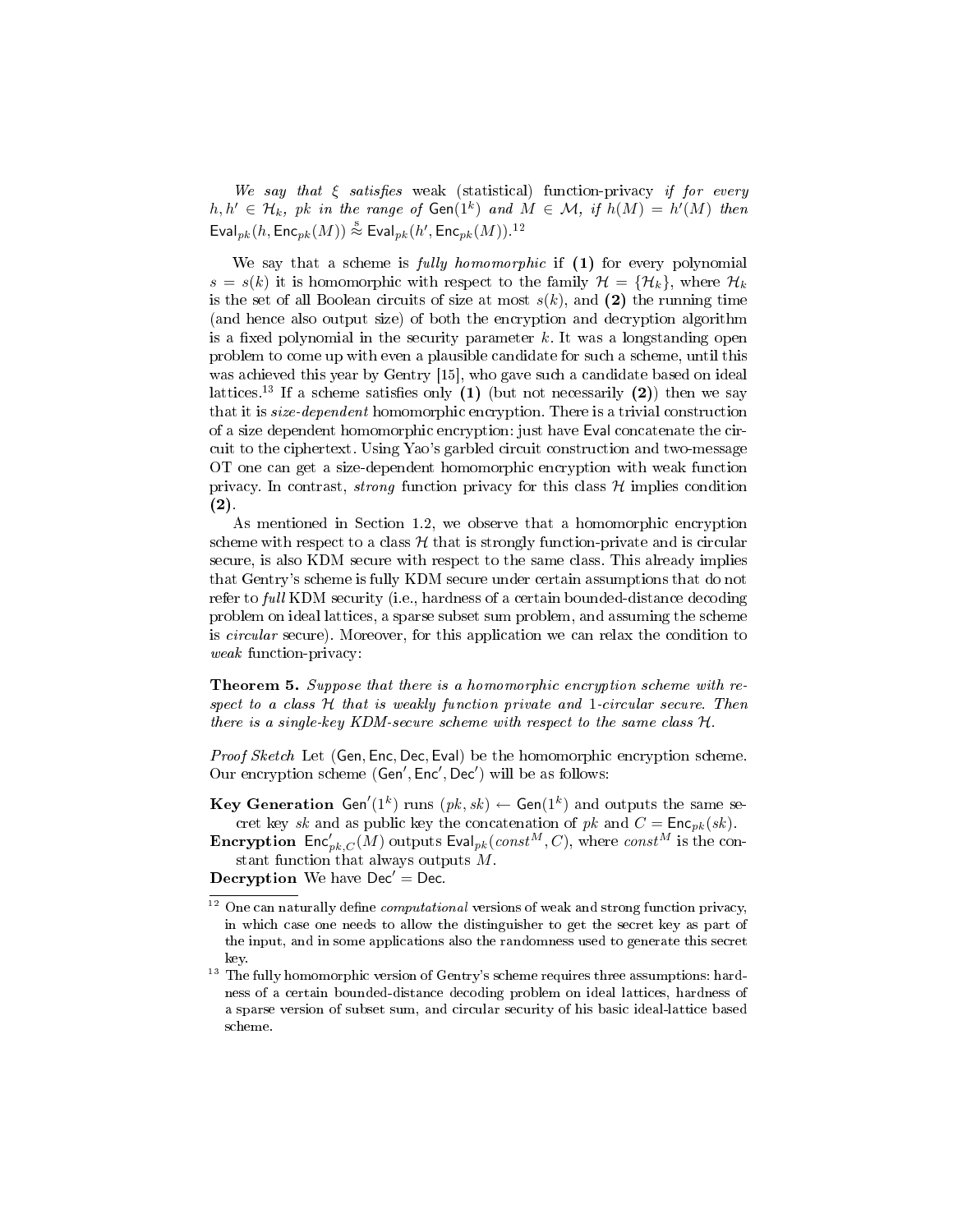*We say that $\xi$ satisfies* weak (statistical) function-privacy *if for every $h, h' \in \mathcal{H}_k$, $pk$ in the range of $\mathsf{Gen}(1^k)$ and $M \in \mathcal{M}$, if $h(M) = h'(M)$ then* $\mathsf{Eval}_{pk}(h, \mathsf{Enc}_{pk}(M)) \stackrel{s}{\approx} \mathsf{Eval}_{pk}(h', \mathsf{Enc}_{pk}(M))$.[12]

We say that a scheme is *fully homomorphic* if **(1)** for every polynomial $s = s(k)$ it is homomorphic with respect to the family $\mathcal{H} = \{\mathcal{H}_k\}$, where $\mathcal{H}_k$ is the set of all Boolean circuits of size at most $s(k)$, and **(2)** the running time (and hence also output size) of both the encryption and decryption algorithm is a fixed polynomial in the security parameter $k$. It was a longstanding open problem to come up with even a plausible candidate for such a scheme, until this was achieved this year by Gentry [15], who gave such a candidate based on ideal lattices.[13] If a scheme satisfies only **(1)** (but not necessarily **(2)**) then we say that it is *size-dependent* homomorphic encryption. There is a trivial construction of a size dependent homomorphic encryption: just have $\mathsf{Eval}$ concatenate the circuit to the ciphertext. Using Yao's garbled circuit construction and two-message OT one can get a size-dependent homomorphic encryption with weak function privacy. In contrast, *strong* function privacy for this class $\mathcal{H}$ implies condition **(2)**.

As mentioned in Section 1.2, we observe that a homomorphic encryption scheme with respect to a class $\mathcal{H}$ that is strongly function-private and is circular secure, is also KDM secure with respect to the same class. This already implies that Gentry's scheme is fully KDM secure under certain assumptions that do not refer to *full* KDM security (i.e., hardness of a certain bounded-distance decoding problem on ideal lattices, a sparse subset sum problem, and assuming the scheme is *circular* secure). Moreover, for this application we can relax the condition to *weak* function-privacy:

**Theorem 5.** *Suppose that there is a homomorphic encryption scheme with respect to a class $\mathcal{H}$ that is weakly function private and 1-circular secure. Then there is a single-key KDM-secure scheme with respect to the same class $\mathcal{H}$.*

*Proof Sketch* Let $(\mathsf{Gen}, \mathsf{Enc}, \mathsf{Dec}, \mathsf{Eval})$ be the homomorphic encryption scheme. Our encryption scheme $(\mathsf{Gen}', \mathsf{Enc}', \mathsf{Dec}')$ will be as follows:

**Key Generation** $\mathsf{Gen}'(1^k)$ runs $(pk, sk) \leftarrow \mathsf{Gen}(1^k)$ and outputs the same secret key $sk$ and as public key the concatenation of $pk$ and $C = \mathsf{Enc}_{pk}(sk)$.

**Encryption** $\mathsf{Enc}'_{pk,C}(M)$ outputs $\mathsf{Eval}_{pk}(const^M, C)$, where $const^M$ is the constant function that always outputs $M$.

**Decryption** We have $\mathsf{Dec}' = \mathsf{Dec}$.

---

[12] One can naturally define *computational* versions of weak and strong function privacy, in which case one needs to allow the distinguisher to get the secret key as part of the input, and in some applications also the randomness used to generate this secret key.

[13] The fully homomorphic version of Gentry's scheme requires three assumptions: hardness of a certain bounded-distance decoding problem on ideal lattices, hardness of a sparse version of subset sum, and circular security of his basic ideal-lattice based scheme.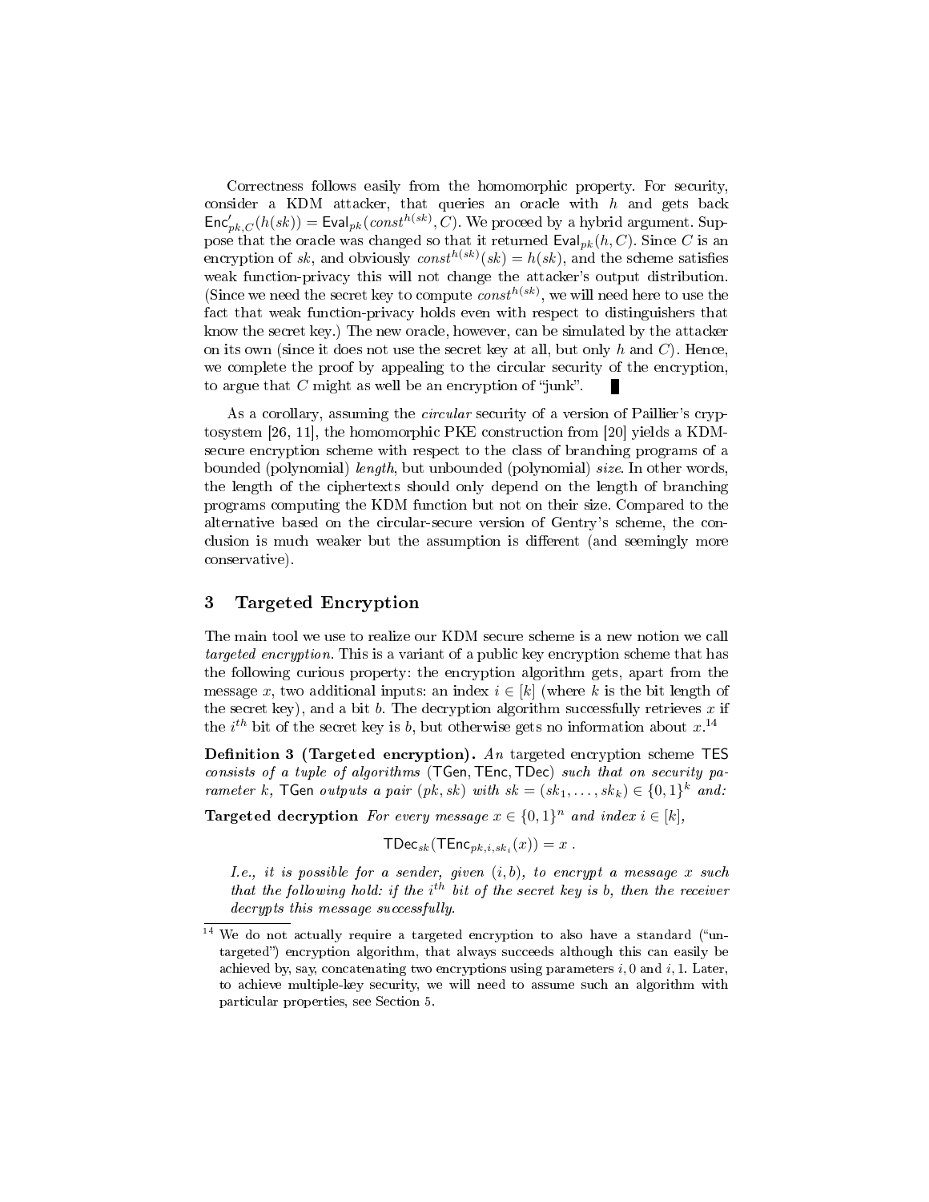Correctness follows easily from the homomorphic property. For security, consider a KDM attacker, that queries an oracle with $h$ and gets back $\mathsf{Enc}'_{pk,C}(h(sk)) = \mathsf{Eval}_{pk}(const^{h(sk)}, C)$. We proceed by a hybrid argument. Suppose that the oracle was changed so that it returned $\mathsf{Eval}_{pk}(h, C)$. Since $C$ is an encryption of $sk$, and obviously $const^{h(sk)}(sk) = h(sk)$, and the scheme satisfies weak function-privacy this will not change the attacker's output distribution. (Since we need the secret key to compute $const^{h(sk)}$, we will need here to use the fact that weak function-privacy holds even with respect to distinguishers that know the secret key.) The new oracle, however, can be simulated by the attacker on its own (since it does not use the secret key at all, but only $h$ and $C$). Hence, we complete the proof by appealing to the circular security of the encryption, to argue that $C$ might as well be an encryption of "junk". ∎

As a corollary, assuming the *circular* security of a version of Paillier's cryptosystem [26, 11], the homomorphic PKE construction from [20] yields a KDM-secure encryption scheme with respect to the class of branching programs of a bounded (polynomial) *length*, but unbounded (polynomial) *size*. In other words, the length of the ciphertexts should only depend on the length of branching programs computing the KDM function but not on their size. Compared to the alternative based on the circular-secure version of Gentry's scheme, the conclusion is much weaker but the assumption is different (and seemingly more conservative).

## 3 Targeted Encryption

The main tool we use to realize our KDM secure scheme is a new notion we call *targeted encryption*. This is a variant of a public key encryption scheme that has the following curious property: the encryption algorithm gets, apart from the message $x$, two additional inputs: an index $i \in [k]$ (where $k$ is the bit length of the secret key), and a bit $b$. The decryption algorithm successfully retrieves $x$ if the $i^{th}$ bit of the secret key is $b$, but otherwise gets no information about $x$.[14]

**Definition 3 (Targeted encryption).** *An* targeted encryption scheme $\mathsf{TES}$ *consists of a tuple of algorithms* $(\mathsf{TGen}, \mathsf{TEnc}, \mathsf{TDec})$ *such that on security parameter* $k$*,* $\mathsf{TGen}$ *outputs a pair* $(pk, sk)$ *with* $sk = (sk_1, \ldots, sk_k) \in \{0,1\}^k$ *and:*

**Targeted decryption** *For every message* $x \in \{0,1\}^n$ *and index* $i \in [k]$*,*

$$\mathsf{TDec}_{sk}(\mathsf{TEnc}_{pk,i,sk_i}(x)) = x \ .$$

*I.e., it is possible for a sender, given* $(i, b)$*, to encrypt a message* $x$ *such that the following hold: if the* $i^{th}$ *bit of the secret key is* $b$*, then the receiver decrypts this message successfully.*

---

[14] We do not actually require a targeted encryption to also have a standard ("untargeted") encryption algorithm, that always succeeds although this can easily be achieved by, say, concatenating two encryptions using parameters $i, 0$ and $i, 1$. Later, to achieve multiple-key security, we will need to assume such an algorithm with particular properties, see Section 5.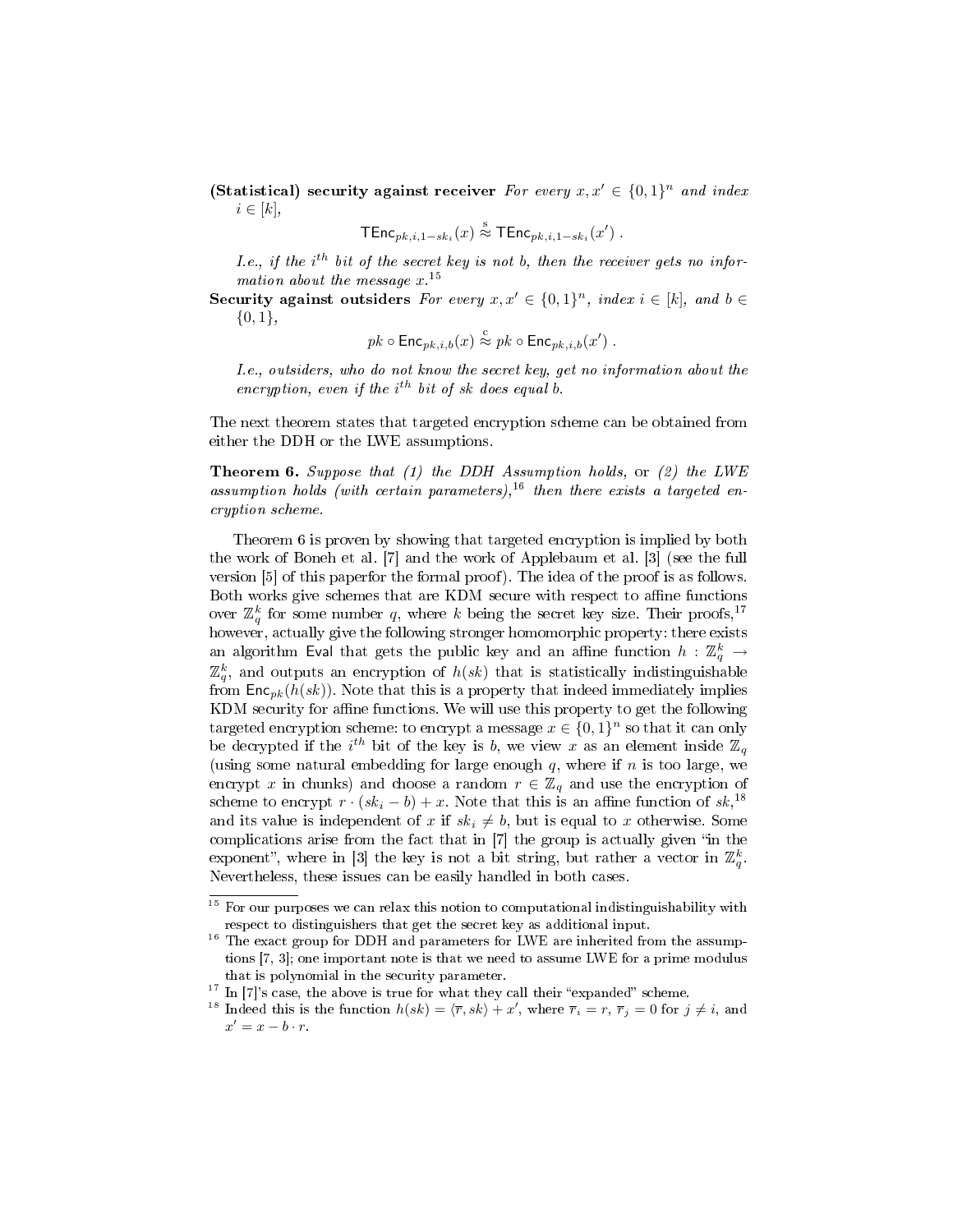**(Statistical) security against receiver** *For every $x, x' \in \{0,1\}^n$ and index $i \in [k]$,*

$$\mathsf{TEnc}_{pk,i,1-sk_i}(x) \stackrel{s}{\approx} \mathsf{TEnc}_{pk,i,1-sk_i}(x') \ .$$

*I.e., if the $i^{th}$ bit of the secret key is not $b$, then the receiver gets no information about the message $x$.*[15]

**Security against outsiders** *For every $x, x' \in \{0,1\}^n$, index $i \in [k]$, and $b \in \{0,1\}$,*

$$pk \circ \mathsf{Enc}_{pk,i,b}(x) \stackrel{c}{\approx} pk \circ \mathsf{Enc}_{pk,i,b}(x') \ .$$

*I.e., outsiders, who do not know the secret key, get no information about the encryption, even if the $i^{th}$ bit of $sk$ does equal $b$.*

The next theorem states that targeted encryption scheme can be obtained from either the DDH or the LWE assumptions.

**Theorem 6.** *Suppose that (1) the DDH Assumption holds,* or *(2) the LWE assumption holds (with certain parameters),*[16] *then there exists a targeted encryption scheme.*

Theorem 6 is proven by showing that targeted encryption is implied by both the work of Boneh et al. [7] and the work of Applebaum et al. [3] (see the full version [5] of this paperfor the formal proof). The idea of the proof is as follows. Both works give schemes that are KDM secure with respect to affine functions over $\mathbb{Z}_q^k$ for some number $q$, where $k$ being the secret key size. Their proofs,[17] however, actually give the following stronger homomorphic property: there exists an algorithm $\mathsf{Eval}$ that gets the public key and an affine function $h : \mathbb{Z}_q^k \to \mathbb{Z}_q^k$, and outputs an encryption of $h(sk)$ that is statistically indistinguishable from $\mathsf{Enc}_{pk}(h(sk))$. Note that this is a property that indeed immediately implies KDM security for affine functions. We will use this property to get the following targeted encryption scheme: to encrypt a message $x \in \{0,1\}^n$ so that it can only be decrypted if the $i^{th}$ bit of the key is $b$, we view $x$ as an element inside $\mathbb{Z}_q$ (using some natural embedding for large enough $q$, where if $n$ is too large, we encrypt $x$ in chunks) and choose a random $r \in \mathbb{Z}_q$ and use the encryption of scheme to encrypt $r \cdot (sk_i - b) + x$. Note that this is an affine function of $sk$,[18] and its value is independent of $x$ if $sk_i \neq b$, but is equal to $x$ otherwise. Some complications arise from the fact that in [7] the group is actually given "in the exponent", where in [3] the key is not a bit string, but rather a vector in $\mathbb{Z}_q^k$. Nevertheless, these issues can be easily handled in both cases.

---

[15] For our purposes we can relax this notion to computational indistinguishability with respect to distinguishers that get the secret key as additional input.

[16] The exact group for DDH and parameters for LWE are inherited from the assumptions [7, 3]; one important note is that we need to assume LWE for a prime modulus that is polynomial in the security parameter.

[17] In [7]'s case, the above is true for what they call their "expanded" scheme.

[18] Indeed this is the function $h(sk) = \langle \overline{r}, sk \rangle + x'$, where $\overline{r}_i = r$, $\overline{r}_j = 0$ for $j \neq i$, and $x' = x - b \cdot r$.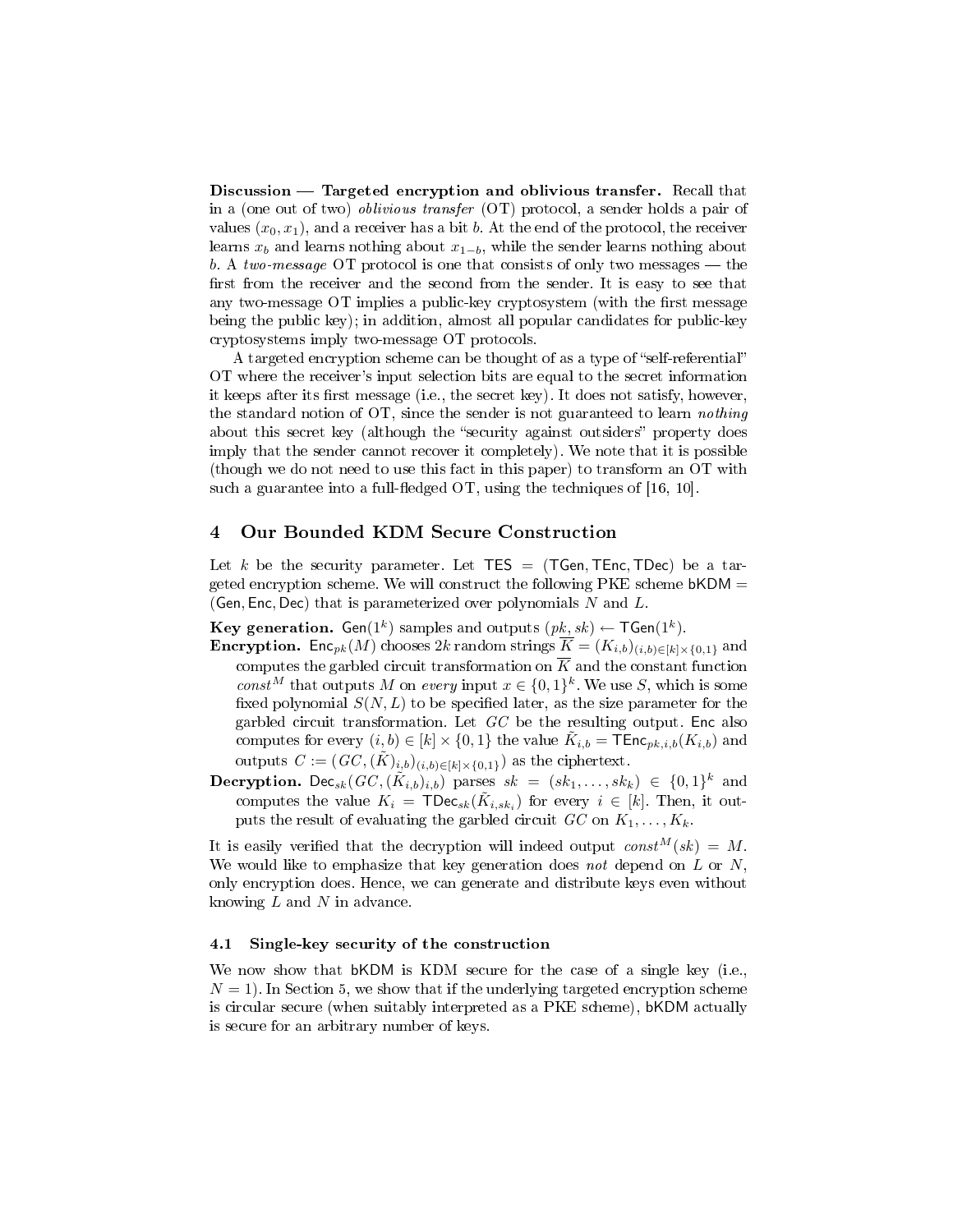**Discussion — Targeted encryption and oblivious transfer.** Recall that in a (one out of two) *oblivious transfer* (OT) protocol, a sender holds a pair of values $(x_0, x_1)$, and a receiver has a bit $b$. At the end of the protocol, the receiver learns $x_b$ and learns nothing about $x_{1-b}$, while the sender learns nothing about $b$. A *two-message* OT protocol is one that consists of only two messages — the first from the receiver and the second from the sender. It is easy to see that any two-message OT implies a public-key cryptosystem (with the first message being the public key); in addition, almost all popular candidates for public-key cryptosystems imply two-message OT protocols.

A targeted encryption scheme can be thought of as a type of "self-referential" OT where the receiver's input selection bits are equal to the secret information it keeps after its first message (i.e., the secret key). It does not satisfy, however, the standard notion of OT, since the sender is not guaranteed to learn *nothing* about this secret key (although the "security against outsiders" property does imply that the sender cannot recover it completely). We note that it is possible (though we do not need to use this fact in this paper) to transform an OT with such a guarantee into a full-fledged OT, using the techniques of [16, 10].

## 4 Our Bounded KDM Secure Construction

Let $k$ be the security parameter. Let $\mathsf{TES} = (\mathsf{TGen}, \mathsf{TEnc}, \mathsf{TDec})$ be a targeted encryption scheme. We will construct the following PKE scheme $\mathsf{bKDM} = (\mathsf{Gen}, \mathsf{Enc}, \mathsf{Dec})$ that is parameterized over polynomials $N$ and $L$.

**Key generation.** $\mathsf{Gen}(1^k)$ samples and outputs $(pk, sk) \leftarrow \mathsf{TGen}(1^k)$.

**Encryption.** $\mathsf{Enc}_{pk}(M)$ chooses $2k$ random strings $\overline{K} = (K_{i,b})_{(i,b)\in[k]\times\{0,1\}}$ and computes the garbled circuit transformation on $\overline{K}$ and the constant function $const^M$ that outputs $M$ on *every* input $x \in \{0,1\}^k$. We use $S$, which is some fixed polynomial $S(N, L)$ to be specified later, as the size parameter for the garbled circuit transformation. Let $GC$ be the resulting output. $\mathsf{Enc}$ also computes for every $(i,b) \in [k] \times \{0,1\}$ the value $\tilde{K}_{i,b} = \mathsf{TEnc}_{pk,i,b}(K_{i,b})$ and outputs $C := (GC, (\tilde{K})_{i,b})_{(i,b)\in[k]\times\{0,1\}})$ as the ciphertext.

**Decryption.** $\mathsf{Dec}_{sk}(GC, (\tilde{K}_{i,b})_{i,b})$ parses $sk = (sk_1, \ldots, sk_k) \in \{0,1\}^k$ and computes the value $K_i = \mathsf{TDec}_{sk}(\tilde{K}_{i,sk_i})$ for every $i \in [k]$. Then, it outputs the result of evaluating the garbled circuit $GC$ on $K_1, \ldots, K_k$.

It is easily verified that the decryption will indeed output $const^M(sk) = M$. We would like to emphasize that key generation does *not* depend on $L$ or $N$, only encryption does. Hence, we can generate and distribute keys even without knowing $L$ and $N$ in advance.

### 4.1 Single-key security of the construction

We now show that $\mathsf{bKDM}$ is KDM secure for the case of a single key (i.e., $N = 1$). In Section 5, we show that if the underlying targeted encryption scheme is circular secure (when suitably interpreted as a PKE scheme), $\mathsf{bKDM}$ actually is secure for an arbitrary number of keys.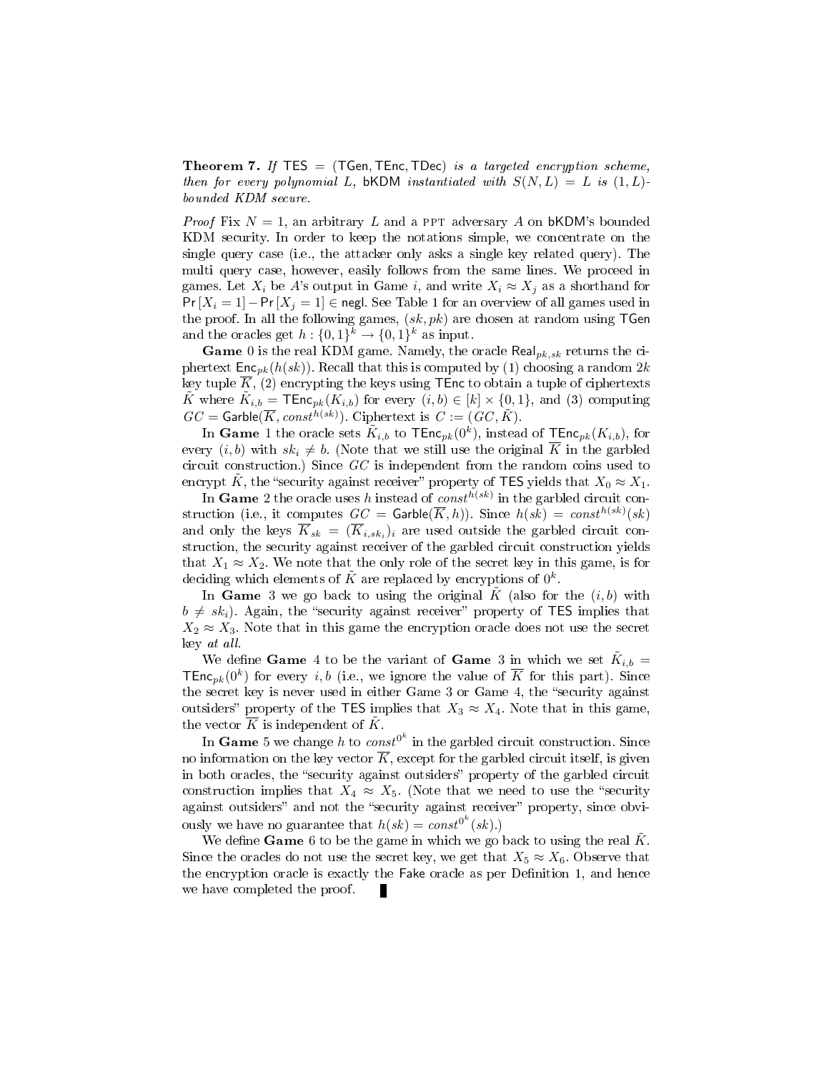**Theorem 7.** *If* $\mathsf{TES} = (\mathsf{TGen}, \mathsf{TEnc}, \mathsf{TDec})$ *is a targeted encryption scheme, then for every polynomial* $L$*,* $\mathsf{bKDM}$ *instantiated with* $S(N, L) = L$ *is* $(1, L)$*-bounded KDM secure.*

*Proof* Fix $N = 1$, an arbitrary $L$ and a PPT adversary $A$ on $\mathsf{bKDM}$'s bounded KDM security. In order to keep the notations simple, we concentrate on the single query case (i.e., the attacker only asks a single key related query). The multi query case, however, easily follows from the same lines. We proceed in games. Let $X_i$ be $A$'s output in Game $i$, and write $X_i \approx X_j$ as a shorthand for $\Pr[X_i = 1] - \Pr[X_j = 1] \in \mathsf{negl}$. See Table 1 for an overview of all games used in the proof. In all the following games, $(sk, pk)$ are chosen at random using $\mathsf{TGen}$ and the oracles get $h : \{0,1\}^k \to \{0,1\}^k$ as input.

**Game** 0 is the real KDM game. Namely, the oracle $\mathsf{Real}_{pk,sk}$ returns the ciphertext $\mathsf{Enc}_{pk}(h(sk))$. Recall that this is computed by (1) choosing a random $2k$ key tuple $\overline{K}$, (2) encrypting the keys using $\mathsf{TEnc}$ to obtain a tuple of ciphertexts $\tilde{K}$ where $\tilde{K}_{i,b} = \mathsf{TEnc}_{pk}(K_{i,b})$ for every $(i, b) \in [k] \times \{0, 1\}$, and (3) computing $GC = \mathsf{Garble}(\overline{K}, const^{h(sk)})$. Ciphertext is $C := (GC, \tilde{K})$.

In **Game** 1 the oracle sets $\tilde{K}_{i,b}$ to $\mathsf{TEnc}_{pk}(0^k)$, instead of $\mathsf{TEnc}_{pk}(K_{i,b})$, for every $(i, b)$ with $sk_i \neq b$. (Note that we still use the original $\overline{K}$ in the garbled circuit construction.) Since $GC$ is independent from the random coins used to encrypt $\tilde{K}$, the "security against receiver" property of $\mathsf{TES}$ yields that $X_0 \approx X_1$.

In **Game** 2 the oracle uses $h$ instead of $const^{h(sk)}$ in the garbled circuit construction (i.e., it computes $GC = \mathsf{Garble}(\overline{K}, h)$). Since $h(sk) = const^{h(sk)}(sk)$ and only the keys $\overline{K}_{sk} = (\overline{K}_{i,sk_i})_i$ are used outside the garbled circuit construction, the security against receiver of the garbled circuit construction yields that $X_1 \approx X_2$. We note that the only role of the secret key in this game, is for deciding which elements of $\tilde{K}$ are replaced by encryptions of $0^k$.

In **Game** 3 we go back to using the original $\tilde{K}$ (also for the $(i, b)$ with $b \neq sk_i$). Again, the "security against receiver" property of $\mathsf{TES}$ implies that $X_2 \approx X_3$. Note that in this game the encryption oracle does not use the secret key *at all*.

We define **Game** 4 to be the variant of **Game** 3 in which we set $\tilde{K}_{i,b} = \mathsf{TEnc}_{pk}(0^k)$ for every $i, b$ (i.e., we ignore the value of $\overline{K}$ for this part). Since the secret key is never used in either Game 3 or Game 4, the "security against outsiders" property of the $\mathsf{TES}$ implies that $X_3 \approx X_4$. Note that in this game, the vector $\overline{K}$ is independent of $\tilde{K}$.

In **Game** 5 we change $h$ to $const^{0^k}$ in the garbled circuit construction. Since no information on the key vector $\overline{K}$, except for the garbled circuit itself, is given in both oracles, the "security against outsiders" property of the garbled circuit construction implies that $X_4 \approx X_5$. (Note that we need to use the "security against outsiders" and not the "security against receiver" property, since obviously we have no guarantee that $h(sk) = const^{0^k}(sk)$.)

We define **Game** 6 to be the game in which we go back to using the real $\tilde{K}$. Since the oracles do not use the secret key, we get that $X_5 \approx X_6$. Observe that the encryption oracle is exactly the $\mathsf{Fake}$ oracle as per Definition 1, and hence we have completed the proof. ∎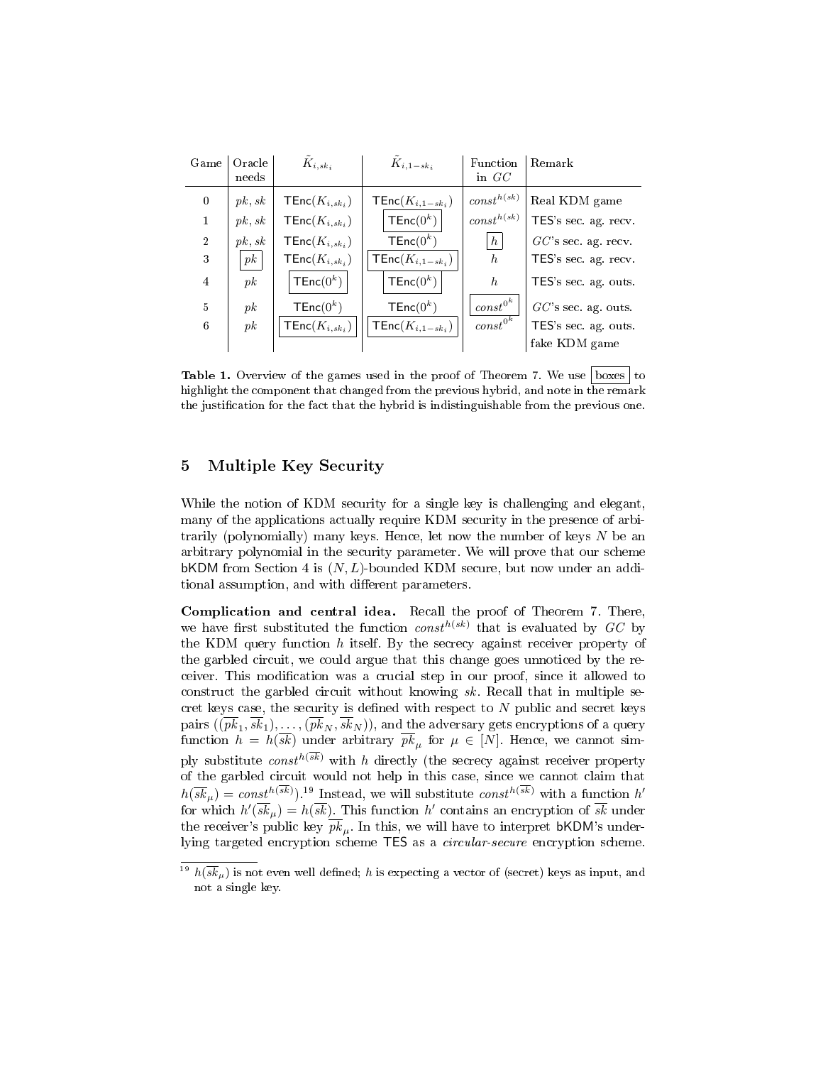| Game | Oracle needs | $\tilde{K}_{i,sk_i}$ | $\tilde{K}_{i,1-sk_i}$ | Function in $GC$ | Remark |
|---|---|---|---|---|---|
| 0 | $pk, sk$ | $\mathsf{TEnc}(K_{i,sk_i})$ | $\mathsf{TEnc}(K_{i,1-sk_i})$ | $const^{h(sk)}$ | Real KDM game |
| 1 | $pk, sk$ | $\mathsf{TEnc}(K_{i,sk_i})$ | $\boxed{\mathsf{TEnc}(0^k)}$ | $const^{h(sk)}$ | TES's sec. ag. recv. |
| 2 | $pk, sk$ | $\mathsf{TEnc}(K_{i,sk_i})$ | $\mathsf{TEnc}(0^k)$ | $\boxed{h}$ | $GC$'s sec. ag. recv. |
| 3 | $\boxed{pk}$ | $\mathsf{TEnc}(K_{i,sk_i})$ | $\boxed{\mathsf{TEnc}(K_{i,1-sk_i})}$ | $h$ | TES's sec. ag. recv. |
| 4 | $pk$ | $\boxed{\mathsf{TEnc}(0^k)}$ | $\boxed{\mathsf{TEnc}(0^k)}$ | $h$ | TES's sec. ag. outs. |
| 5 | $pk$ | $\mathsf{TEnc}(0^k)$ | $\mathsf{TEnc}(0^k)$ | $\boxed{const^{0^k}}$ | $GC$'s sec. ag. outs. |
| 6 | $pk$ | $\boxed{\mathsf{TEnc}(K_{i,sk_i})}$ | $\boxed{\mathsf{TEnc}(K_{i,1-sk_i})}$ | $const^{0^k}$ | TES's sec. ag. outs. fake KDM game |

**Table 1.** Overview of the games used in the proof of Theorem 7. We use boxes to highlight the component that changed from the previous hybrid, and note in the remark the justification for the fact that the hybrid is indistinguishable from the previous one.

## 5 Multiple Key Security

While the notion of KDM security for a single key is challenging and elegant, many of the applications actually require KDM security in the presence of arbitrarily (polynomially) many keys. Hence, let now the number of keys $N$ be an arbitrary polynomial in the security parameter. We will prove that our scheme bKDM from Section 4 is $(N, L)$-bounded KDM secure, but now under an additional assumption, and with different parameters.

**Complication and central idea.** Recall the proof of Theorem 7. There, we have first substituted the function $const^{h(sk)}$ that is evaluated by $GC$ by the KDM query function $h$ itself. By the secrecy against receiver property of the garbled circuit, we could argue that this change goes unnoticed by the receiver. This modification was a crucial step in our proof, since it allowed to construct the garbled circuit without knowing $sk$. Recall that in multiple secret keys case, the security is defined with respect to $N$ public and secret keys pairs $((\overline{pk}_1, \overline{sk}_1), \ldots, (\overline{pk}_N, \overline{sk}_N))$, and the adversary gets encryptions of a query function $h = h(\overline{sk})$ under arbitrary $\overline{pk}_\mu$ for $\mu \in [N]$. Hence, we cannot simply substitute $const^{h(\overline{sk})}$ with $h$ directly (the secrecy against receiver property of the garbled circuit would not help in this case, since we cannot claim that $h(\overline{sk}_\mu) = const^{h(\overline{sk})}$).[19] Instead, we will substitute $const^{h(\overline{sk})}$ with a function $h'$ for which $h'(\overline{sk}_\mu) = h(\overline{sk})$. This function $h'$ contains an encryption of $\overline{sk}$ under the receiver's public key $\overline{pk}_\mu$. In this, we will have to interpret bKDM's underlying targeted encryption scheme TES as a *circular-secure* encryption scheme.

[19] $h(\overline{sk}_\mu)$ is not even well defined; $h$ is expecting a vector of (secret) keys as input, and not a single key.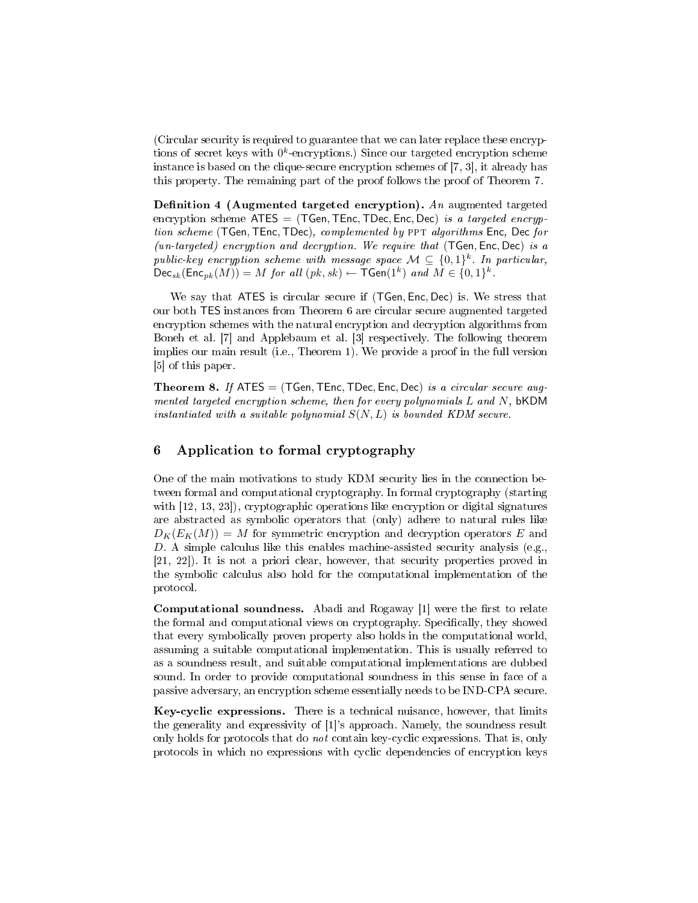(Circular security is required to guarantee that we can later replace these encryptions of secret keys with $0^k$-encryptions.) Since our targeted encryption scheme instance is based on the clique-secure encryption schemes of [7, 3], it already has this property. The remaining part of the proof follows the proof of Theorem 7.

**Definition 4 (Augmented targeted encryption).** *An* augmented targeted encryption scheme $\mathsf{ATES} = (\mathsf{TGen}, \mathsf{TEnc}, \mathsf{TDec}, \mathsf{Enc}, \mathsf{Dec})$ *is a targeted encryption scheme* $(\mathsf{TGen}, \mathsf{TEnc}, \mathsf{TDec})$*, complemented by* PPT *algorithms* $\mathsf{Enc}$, $\mathsf{Dec}$ *for (un-targeted) encryption and decryption. We require that* $(\mathsf{TGen}, \mathsf{Enc}, \mathsf{Dec})$ *is a public-key encryption scheme with message space* $\mathcal{M} \subseteq \{0,1\}^k$*. In particular,* $\mathsf{Dec}_{sk}(\mathsf{Enc}_{pk}(M)) = M$ *for all* $(pk, sk) \leftarrow \mathsf{TGen}(1^k)$ *and* $M \in \{0,1\}^k$*.*

We say that $\mathsf{ATES}$ is circular secure if $(\mathsf{TGen}, \mathsf{Enc}, \mathsf{Dec})$ is. We stress that our both $\mathsf{TES}$ instances from Theorem 6 are circular secure augmented targeted encryption schemes with the natural encryption and decryption algorithms from Boneh et al. [7] and Applebaum et al. [3] respectively. The following theorem implies our main result (i.e., Theorem 1). We provide a proof in the full version [5] of this paper.

**Theorem 8.** *If* $\mathsf{ATES} = (\mathsf{TGen}, \mathsf{TEnc}, \mathsf{TDec}, \mathsf{Enc}, \mathsf{Dec})$ *is a circular secure augmented targeted encryption scheme, then for every polynomials* $L$ *and* $N$*,* $\mathsf{bKDM}$ *instantiated with a suitable polynomial* $S(N, L)$ *is bounded KDM secure.*

## 6 Application to formal cryptography

One of the main motivations to study KDM security lies in the connection between formal and computational cryptography. In formal cryptography (starting with [12, 13, 23]), cryptographic operations like encryption or digital signatures are abstracted as symbolic operators that (only) adhere to natural rules like $D_K(E_K(M)) = M$ for symmetric encryption and decryption operators $E$ and $D$. A simple calculus like this enables machine-assisted security analysis (e.g., [21, 22]). It is not a priori clear, however, that security properties proved in the symbolic calculus also hold for the computational implementation of the protocol.

**Computational soundness.** Abadi and Rogaway [1] were the first to relate the formal and computational views on cryptography. Specifically, they showed that every symbolically proven property also holds in the computational world, assuming a suitable computational implementation. This is usually referred to as a soundness result, and suitable computational implementations are dubbed sound. In order to provide computational soundness in this sense in face of a passive adversary, an encryption scheme essentially needs to be IND-CPA secure.

**Key-cyclic expressions.** There is a technical nuisance, however, that limits the generality and expressivity of [1]'s approach. Namely, the soundness result only holds for protocols that do *not* contain key-cyclic expressions. That is, only protocols in which no expressions with cyclic dependencies of encryption keys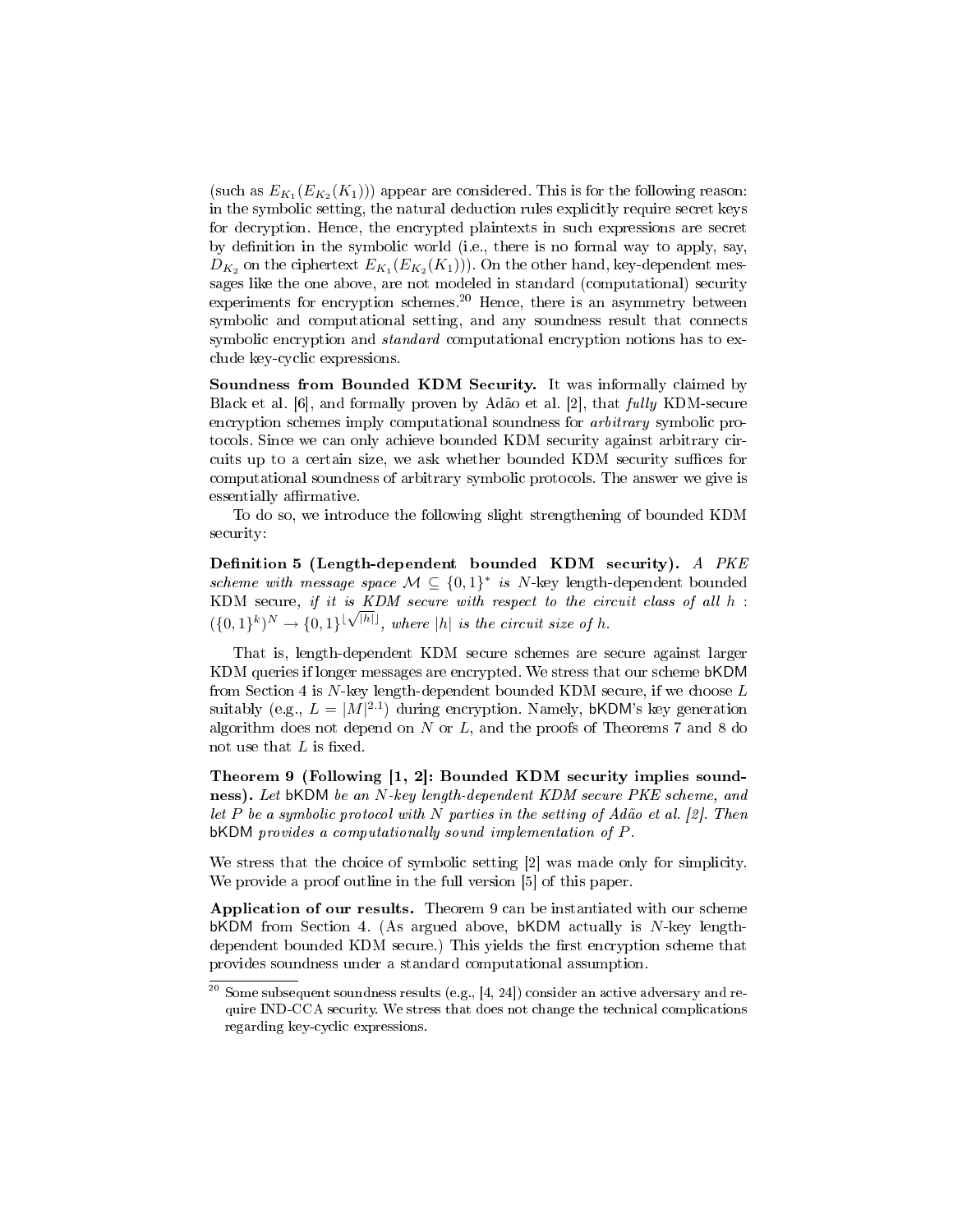(such as $E_{K_1}(E_{K_2}(K_1))$) appear are considered. This is for the following reason: in the symbolic setting, the natural deduction rules explicitly require secret keys for decryption. Hence, the encrypted plaintexts in such expressions are secret by definition in the symbolic world (i.e., there is no formal way to apply, say, $D_{K_2}$ on the ciphertext $E_{K_1}(E_{K_2}(K_1))$). On the other hand, key-dependent messages like the one above, are not modeled in standard (computational) security experiments for encryption schemes.[20] Hence, there is an asymmetry between symbolic and computational setting, and any soundness result that connects symbolic encryption and *standard* computational encryption notions has to exclude key-cyclic expressions.

**Soundness from Bounded KDM Security.** It was informally claimed by Black et al. [6], and formally proven by Adão et al. [2], that *fully* KDM-secure encryption schemes imply computational soundness for *arbitrary* symbolic protocols. Since we can only achieve bounded KDM security against arbitrary circuits up to a certain size, we ask whether bounded KDM security suffices for computational soundness of arbitrary symbolic protocols. The answer we give is essentially affirmative.

To do so, we introduce the following slight strengthening of bounded KDM security:

**Definition 5 (Length-dependent bounded KDM security).** *A PKE scheme with message space $\mathcal{M} \subseteq \{0,1\}^*$ is N-key length-dependent bounded KDM secure, if it is KDM secure with respect to the circuit class of all $h : (\{0,1\}^k)^N \to \{0,1\}^{\lfloor\sqrt{|h|}\rfloor}$, where $|h|$ is the circuit size of $h$.*

That is, length-dependent KDM secure schemes are secure against larger KDM queries if longer messages are encrypted. We stress that our scheme bKDM from Section 4 is $N$-key length-dependent bounded KDM secure, if we choose $L$ suitably (e.g., $L = |M|^{2.1}$) during encryption. Namely, bKDM's key generation algorithm does not depend on $N$ or $L$, and the proofs of Theorems 7 and 8 do not use that $L$ is fixed.

**Theorem 9 (Following [1, 2]: Bounded KDM security implies soundness).** *Let* bKDM *be an N-key length-dependent KDM secure PKE scheme, and let P be a symbolic protocol with N parties in the setting of Adão et al. [2]. Then* bKDM *provides a computationally sound implementation of P.*

We stress that the choice of symbolic setting [2] was made only for simplicity. We provide a proof outline in the full version [5] of this paper.

**Application of our results.** Theorem 9 can be instantiated with our scheme bKDM from Section 4. (As argued above, bKDM actually is $N$-key length-dependent bounded KDM secure.) This yields the first encryption scheme that provides soundness under a standard computational assumption.

[20] Some subsequent soundness results (e.g., [4, 24]) consider an active adversary and require IND-CCA security. We stress that does not change the technical complications regarding key-cyclic expressions.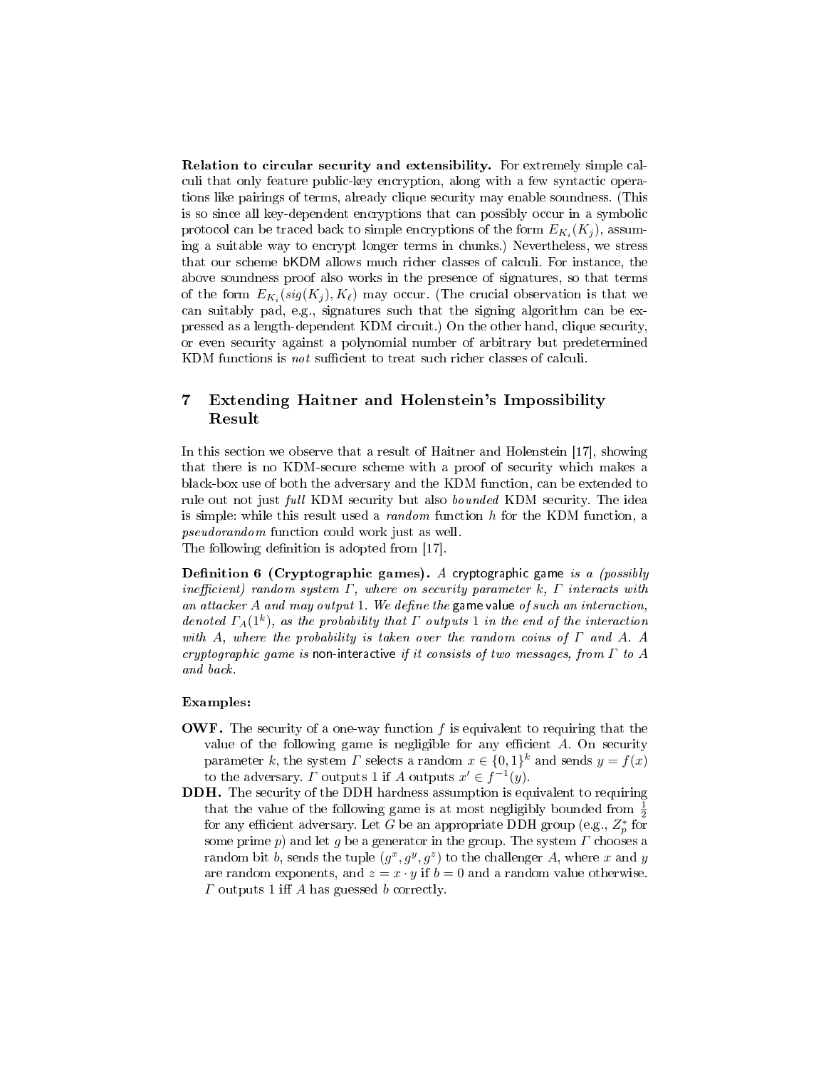**Relation to circular security and extensibility.** For extremely simple calculi that only feature public-key encryption, along with a few syntactic operations like pairings of terms, already clique security may enable soundness. (This is so since all key-dependent encryptions that can possibly occur in a symbolic protocol can be traced back to simple encryptions of the form $E_{K_i}(K_j)$, assuming a suitable way to encrypt longer terms in chunks.) Nevertheless, we stress that our scheme bKDM allows much richer classes of calculi. For instance, the above soundness proof also works in the presence of signatures, so that terms of the form $E_{K_i}(sig(K_j), K_\ell)$ may occur. (The crucial observation is that we can suitably pad, e.g., signatures such that the signing algorithm can be expressed as a length-dependent KDM circuit.) On the other hand, clique security, or even security against a polynomial number of arbitrary but predetermined KDM functions is *not* sufficient to treat such richer classes of calculi.

## 7 Extending Haitner and Holenstein's Impossibility Result

In this section we observe that a result of Haitner and Holenstein [17], showing that there is no KDM-secure scheme with a proof of security which makes a black-box use of both the adversary and the KDM function, can be extended to rule out not just *full* KDM security but also *bounded* KDM security. The idea is simple: while this result used a *random* function $h$ for the KDM function, a *pseudorandom* function could work just as well.
The following definition is adopted from [17].

**Definition 6 (Cryptographic games).** *A* cryptographic game *is a (possibly inefficient) random system $\Gamma$, where on security parameter $k$, $\Gamma$ interacts with an attacker $A$ and may output* 1*. We define the* game value *of such an interaction, denoted $\Gamma_A(1^k)$, as the probability that $\Gamma$ outputs* 1 *in the end of the interaction with $A$, where the probability is taken over the random coins of $\Gamma$ and $A$. A cryptographic game is* non-interactive *if it consists of two messages, from $\Gamma$ to $A$ and back.*

**Examples:**

- **OWF.** The security of a one-way function $f$ is equivalent to requiring that the value of the following game is negligible for any efficient $A$. On security parameter $k$, the system $\Gamma$ selects a random $x \in \{0,1\}^k$ and sends $y = f(x)$ to the adversary. $\Gamma$ outputs 1 if $A$ outputs $x' \in f^{-1}(y)$.
- **DDH.** The security of the DDH hardness assumption is equivalent to requiring that the value of the following game is at most negligibly bounded from $\frac{1}{2}$ for any efficient adversary. Let $G$ be an appropriate DDH group (e.g., $Z_p^*$ for some prime $p$) and let $g$ be a generator in the group. The system $\Gamma$ chooses a random bit $b$, sends the tuple $(g^x, g^y, g^z)$ to the challenger $A$, where $x$ and $y$ are random exponents, and $z = x \cdot y$ if $b = 0$ and a random value otherwise. $\Gamma$ outputs 1 iff $A$ has guessed $b$ correctly.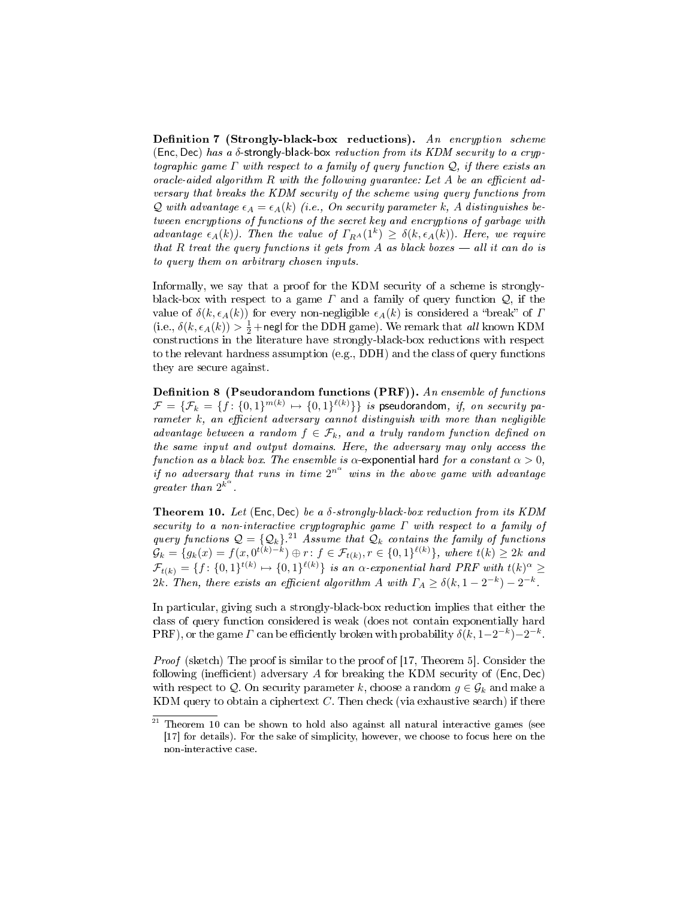**Definition 7 (Strongly-black-box reductions).** *An encryption scheme* (Enc, Dec) *has a* $\delta$-strongly-black-box *reduction from its KDM security to a cryptographic game* $\Gamma$ *with respect to a family of query function* $\mathcal{Q}$*, if there exists an oracle-aided algorithm* $R$ *with the following guarantee: Let* $A$ *be an efficient adversary that breaks the KDM security of the scheme using query functions from* $\mathcal{Q}$ *with advantage* $\epsilon_A = \epsilon_A(k)$ *(i.e., On security parameter* $k$*,* $A$ *distinguishes between encryptions of functions of the secret key and encryptions of garbage with advantage* $\epsilon_A(k)$*). Then the value of* $\Gamma_{R^A}(1^k) \geq \delta(k, \epsilon_A(k))$*. Here, we require that* $R$ *treat the query functions it gets from* $A$ *as black boxes — all it can do is to query them on arbitrary chosen inputs.*

Informally, we say that a proof for the KDM security of a scheme is strongly-black-box with respect to a game $\Gamma$ and a family of query function $\mathcal{Q}$, if the value of $\delta(k, \epsilon_A(k))$ for every non-negligible $\epsilon_A(k)$ is considered a "break" of $\Gamma$ (i.e., $\delta(k, \epsilon_A(k)) > \frac{1}{2} + \mathsf{negl}$ for the DDH game). We remark that *all* known KDM constructions in the literature have strongly-black-box reductions with respect to the relevant hardness assumption (e.g., DDH) and the class of query functions they are secure against.

**Definition 8 (Pseudorandom functions (PRF)).** *An ensemble of functions* $\mathcal{F} = \{\mathcal{F}_k = \{f \colon \{0,1\}^{m(k)} \mapsto \{0,1\}^{\ell(k)}\}\}$ *is* pseudorandom*, if, on security parameter* $k$*, an efficient adversary cannot distinguish with more than negligible advantage between a random* $f \in \mathcal{F}_k$*, and a truly random function defined on the same input and output domains. Here, the adversary may only access the function as a black box. The ensemble is* $\alpha$-exponential hard *for a constant* $\alpha > 0$*, if no adversary that runs in time* $2^{n^\alpha}$ *wins in the above game with advantage greater than* $2^{k^\alpha}$*.*

**Theorem 10.** *Let* (Enc, Dec) *be a* $\delta$*-strongly-black-box reduction from its KDM security to a non-interactive cryptographic game* $\Gamma$ *with respect to a family of query functions* $\mathcal{Q} = \{\mathcal{Q}_k\}$*.*[21] *Assume that* $\mathcal{Q}_k$ *contains the family of functions* $\mathcal{G}_k = \{g_k(x) = f(x, 0^{t(k)-k}) \oplus r \colon f \in \mathcal{F}_{t(k)}, r \in \{0,1\}^{\ell(k)}\}$*, where* $t(k) \geq 2k$ *and* $\mathcal{F}_{t(k)} = \{f \colon \{0,1\}^{t(k)} \mapsto \{0,1\}^{\ell(k)}\}$ *is an* $\alpha$*-exponential hard PRF with* $t(k)^\alpha \geq 2k$*. Then, there exists an efficient algorithm* $A$ *with* $\Gamma_A \geq \delta(k, 1 - 2^{-k}) - 2^{-k}$*.*

In particular, giving such a strongly-black-box reduction implies that either the class of query function considered is weak (does not contain exponentially hard PRF), or the game $\Gamma$ can be efficiently broken with probability $\delta(k, 1-2^{-k}) - 2^{-k}$.

*Proof* (sketch) The proof is similar to the proof of [17, Theorem 5]. Consider the following (inefficient) adversary $A$ for breaking the KDM security of (Enc, Dec) with respect to $\mathcal{Q}$. On security parameter $k$, choose a random $g \in \mathcal{G}_k$ and make a KDM query to obtain a ciphertext $C$. Then check (via exhaustive search) if there

[21] Theorem 10 can be shown to hold also against all natural interactive games (see [17] for details). For the sake of simplicity, however, we choose to focus here on the non-interactive case.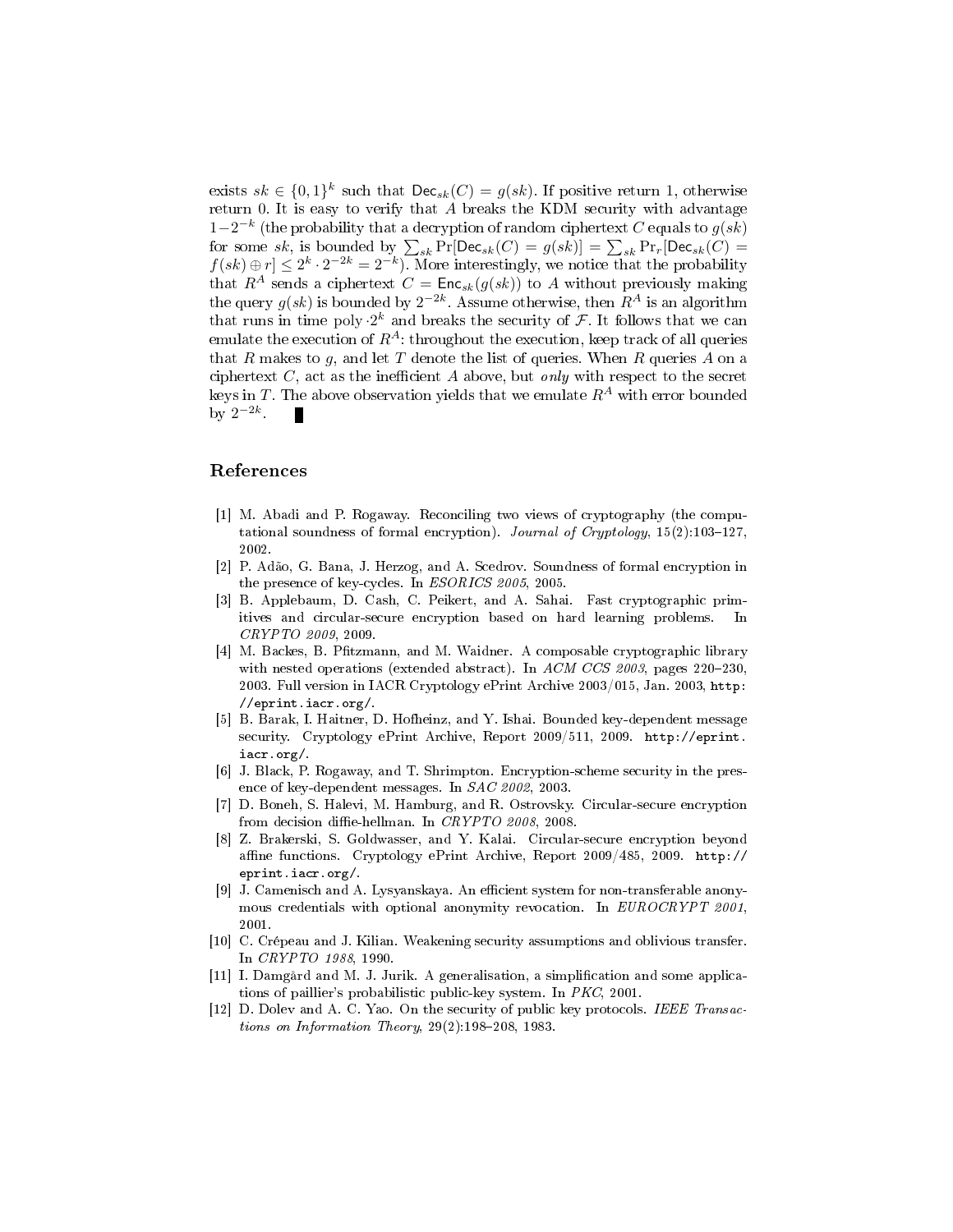exists $sk \in \{0,1\}^k$ such that $\mathsf{Dec}_{sk}(C) = g(sk)$. If positive return 1, otherwise return 0. It is easy to verify that $A$ breaks the KDM security with advantage $1-2^{-k}$ (the probability that a decryption of random ciphertext $C$ equals to $g(sk)$ for some $sk$, is bounded by $\sum_{sk} \Pr[\mathsf{Dec}_{sk}(C) = g(sk)] = \sum_{sk} \Pr_r[\mathsf{Dec}_{sk}(C) = f(sk) \oplus r] \leq 2^k \cdot 2^{-2k} = 2^{-k}$). More interestingly, we notice that the probability that $R^A$ sends a ciphertext $C = \mathsf{Enc}_{sk}(g(sk))$ to $A$ without previously making the query $g(sk)$ is bounded by $2^{-2k}$. Assume otherwise, then $R^A$ is an algorithm that runs in time poly $\cdot 2^k$ and breaks the security of $\mathcal{F}$. It follows that we can emulate the execution of $R^A$: throughout the execution, keep track of all queries that $R$ makes to $g$, and let $T$ denote the list of queries. When $R$ queries $A$ on a ciphertext $C$, act as the inefficient $A$ above, but *only* with respect to the secret keys in $T$. The above observation yields that we emulate $R^A$ with error bounded by $2^{-2k}$. ∎

## References

[1] M. Abadi and P. Rogaway. Reconciling two views of cryptography (the computational soundness of formal encryption). *Journal of Cryptology*, 15(2):103–127, 2002.

[2] P. Adão, G. Bana, J. Herzog, and A. Scedrov. Soundness of formal encryption in the presence of key-cycles. In *ESORICS 2005*, 2005.

[3] B. Applebaum, D. Cash, C. Peikert, and A. Sahai. Fast cryptographic primitives and circular-secure encryption based on hard learning problems. In *CRYPTO 2009*, 2009.

[4] M. Backes, B. Pfitzmann, and M. Waidner. A composable cryptographic library with nested operations (extended abstract). In *ACM CCS 2003*, pages 220–230, 2003. Full version in IACR Cryptology ePrint Archive 2003/015, Jan. 2003, http://eprint.iacr.org/.

[5] B. Barak, I. Haitner, D. Hofheinz, and Y. Ishai. Bounded key-dependent message security. Cryptology ePrint Archive, Report 2009/511, 2009. http://eprint.iacr.org/.

[6] J. Black, P. Rogaway, and T. Shrimpton. Encryption-scheme security in the presence of key-dependent messages. In *SAC 2002*, 2003.

[7] D. Boneh, S. Halevi, M. Hamburg, and R. Ostrovsky. Circular-secure encryption from decision diffie-hellman. In *CRYPTO 2008*, 2008.

[8] Z. Brakerski, S. Goldwasser, and Y. Kalai. Circular-secure encryption beyond affine functions. Cryptology ePrint Archive, Report 2009/485, 2009. http://eprint.iacr.org/.

[9] J. Camenisch and A. Lysyanskaya. An efficient system for non-transferable anonymous credentials with optional anonymity revocation. In *EUROCRYPT 2001*, 2001.

[10] C. Crépeau and J. Kilian. Weakening security assumptions and oblivious transfer. In *CRYPTO 1988*, 1990.

[11] I. Damgård and M. J. Jurik. A generalisation, a simplification and some applications of paillier's probabilistic public-key system. In *PKC*, 2001.

[12] D. Dolev and A. C. Yao. On the security of public key protocols. *IEEE Transactions on Information Theory*, 29(2):198–208, 1983.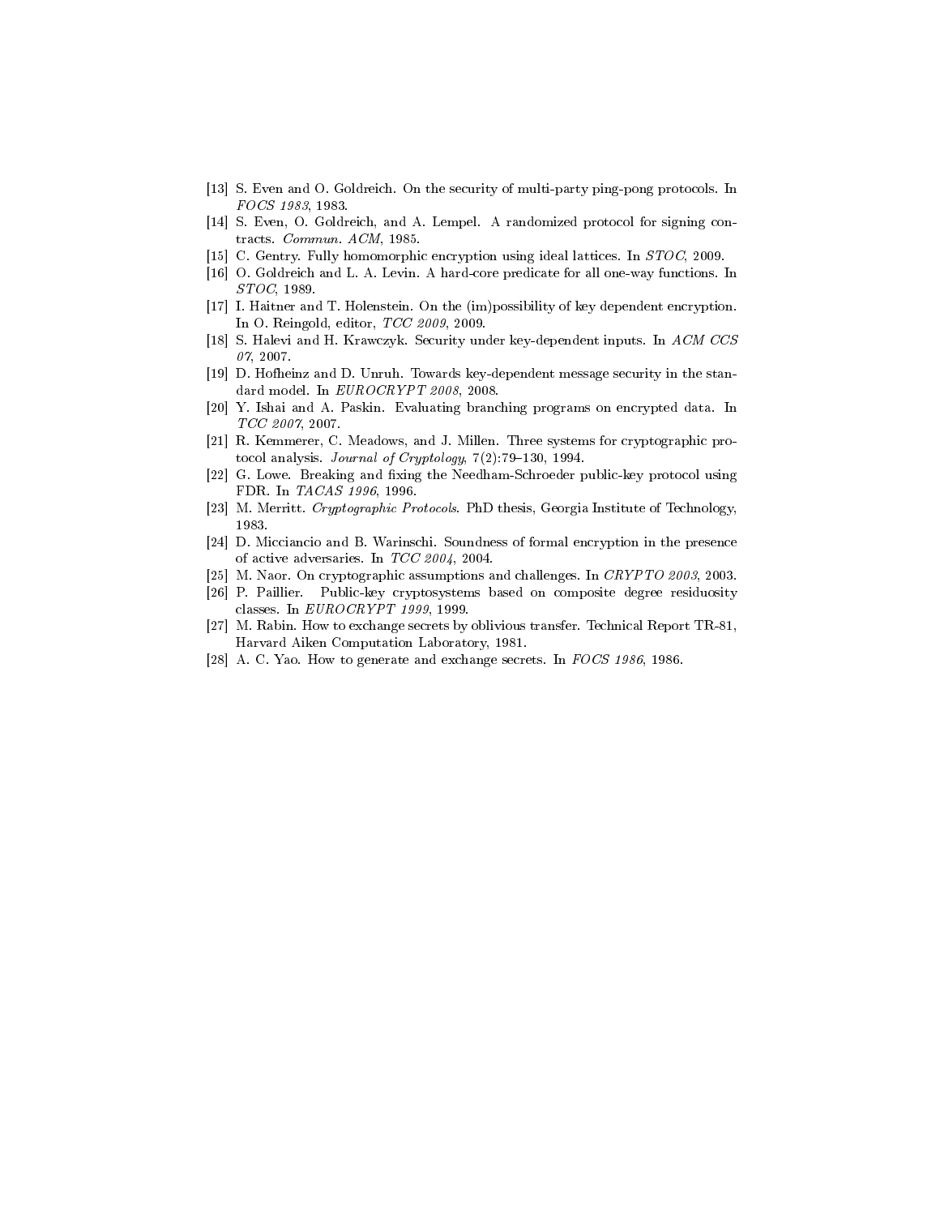[13] S. Even and O. Goldreich. On the security of multi-party ping-pong protocols. In *FOCS 1983*, 1983.

[14] S. Even, O. Goldreich, and A. Lempel. A randomized protocol for signing contracts. *Commun. ACM*, 1985.

[15] C. Gentry. Fully homomorphic encryption using ideal lattices. In *STOC*, 2009.

[16] O. Goldreich and L. A. Levin. A hard-core predicate for all one-way functions. In *STOC*, 1989.

[17] I. Haitner and T. Holenstein. On the (im)possibility of key dependent encryption. In O. Reingold, editor, *TCC 2009*, 2009.

[18] S. Halevi and H. Krawczyk. Security under key-dependent inputs. In *ACM CCS 07*, 2007.

[19] D. Hofheinz and D. Unruh. Towards key-dependent message security in the standard model. In *EUROCRYPT 2008*, 2008.

[20] Y. Ishai and A. Paskin. Evaluating branching programs on encrypted data. In *TCC 2007*, 2007.

[21] R. Kemmerer, C. Meadows, and J. Millen. Three systems for cryptographic protocol analysis. *Journal of Cryptology*, 7(2):79–130, 1994.

[22] G. Lowe. Breaking and fixing the Needham-Schroeder public-key protocol using FDR. In *TACAS 1996*, 1996.

[23] M. Merritt. *Cryptographic Protocols*. PhD thesis, Georgia Institute of Technology, 1983.

[24] D. Micciancio and B. Warinschi. Soundness of formal encryption in the presence of active adversaries. In *TCC 2004*, 2004.

[25] M. Naor. On cryptographic assumptions and challenges. In *CRYPTO 2003*, 2003.

[26] P. Paillier. Public-key cryptosystems based on composite degree residuosity classes. In *EUROCRYPT 1999*, 1999.

[27] M. Rabin. How to exchange secrets by oblivious transfer. Technical Report TR-81, Harvard Aiken Computation Laboratory, 1981.

[28] A. C. Yao. How to generate and exchange secrets. In *FOCS 1986*, 1986.